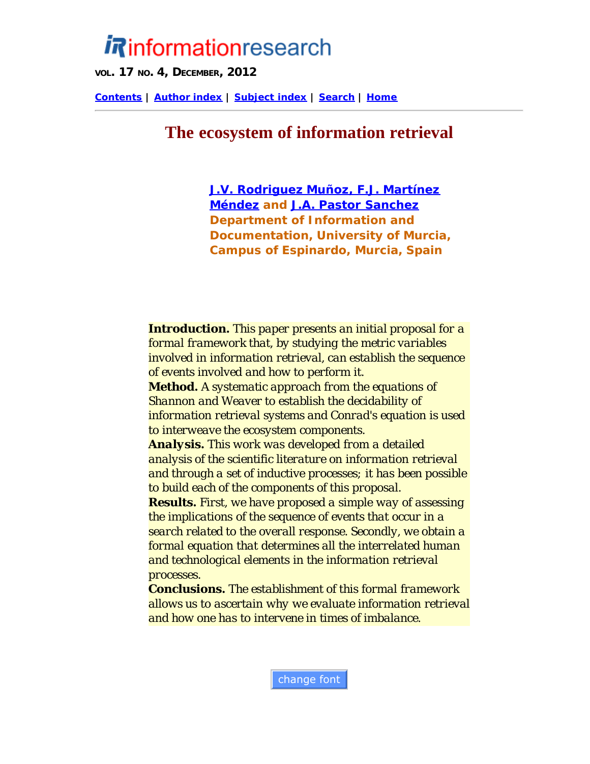informationresearch

VOL. 17 NO. 4, DECEMBER, 2012

Contents | Author index | Subject index | Search | Home

# The ecosystem of information retrieval

**J.V. Rodriguez Muñoz, F.J. Martínez Méndez and J.A. Pastor Sanchez**
**Department of Information and Documentation, University of Murcia, Campus of Espinardo, Murcia, Spain**

**Introduction.** This paper presents an initial proposal for a formal framework that, by studying the metric variables involved in information retrieval, can establish the sequence of events involved and how to perform it.
**Method.** A systematic approach from the equations of Shannon and Weaver to establish the decidability of information retrieval systems and Conrad's equation is used to interweave the ecosystem components.
**Analysis.** This work was developed from a detailed analysis of the scientific literature on information retrieval and through a set of inductive processes; it has been possible to build each of the components of this proposal.
**Results.** First, we have proposed a simple way of assessing the implications of the sequence of events that occur in a search related to the overall response. Secondly, we obtain a formal equation that determines all the interrelated human and technological elements in the information retrieval processes.
**Conclusions.** The establishment of this formal framework allows us to ascertain why we evaluate information retrieval and how one has to intervene in times of imbalance.

change font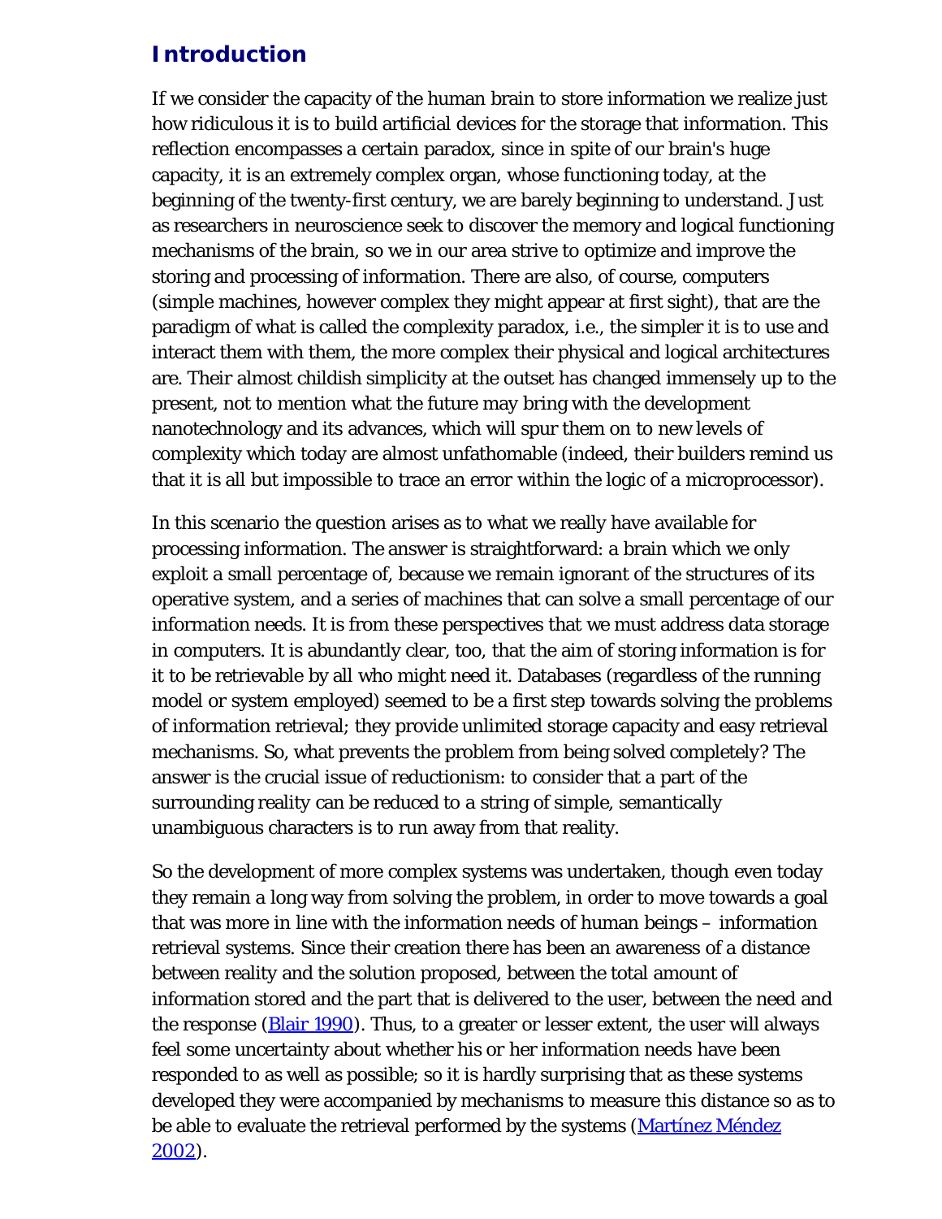## Introduction

If we consider the capacity of the human brain to store information we realize just how ridiculous it is to build artificial devices for the storage that information. This reflection encompasses a certain paradox, since in spite of our brain's huge capacity, it is an extremely complex organ, whose functioning today, at the beginning of the twenty-first century, we are barely beginning to understand. Just as researchers in neuroscience seek to discover the memory and logical functioning mechanisms of the brain, so we in our area strive to optimize and improve the storing and processing of information. There are also, of course, computers (simple machines, however complex they might appear at first sight), that are the paradigm of what is called the complexity paradox, i.e., the simpler it is to use and interact them with them, the more complex their physical and logical architectures are. Their almost childish simplicity at the outset has changed immensely up to the present, not to mention what the future may bring with the development nanotechnology and its advances, which will spur them on to new levels of complexity which today are almost unfathomable (indeed, their builders remind us that it is all but impossible to trace an error within the logic of a microprocessor).

In this scenario the question arises as to what we really have available for processing information. The answer is straightforward: a brain which we only exploit a small percentage of, because we remain ignorant of the structures of its operative system, and a series of machines that can solve a small percentage of our information needs. It is from these perspectives that we must address data storage in computers. It is abundantly clear, too, that the aim of storing information is for it to be retrievable by all who might need it. Databases (regardless of the running model or system employed) seemed to be a first step towards solving the problems of information retrieval; they provide unlimited storage capacity and easy retrieval mechanisms. So, what prevents the problem from being solved completely? The answer is the crucial issue of reductionism: to consider that a part of the surrounding reality can be reduced to a string of simple, semantically unambiguous characters is to run away from that reality.

So the development of more complex systems was undertaken, though even today they remain a long way from solving the problem, in order to move towards a goal that was more in line with the information needs of human beings – information retrieval systems. Since their creation there has been an awareness of a distance between reality and the solution proposed, between the total amount of information stored and the part that is delivered to the user, between the need and the response (Blair 1990). Thus, to a greater or lesser extent, the user will always feel some uncertainty about whether his or her information needs have been responded to as well as possible; so it is hardly surprising that as these systems developed they were accompanied by mechanisms to measure this distance so as to be able to evaluate the retrieval performed by the systems (Martínez Méndez 2002).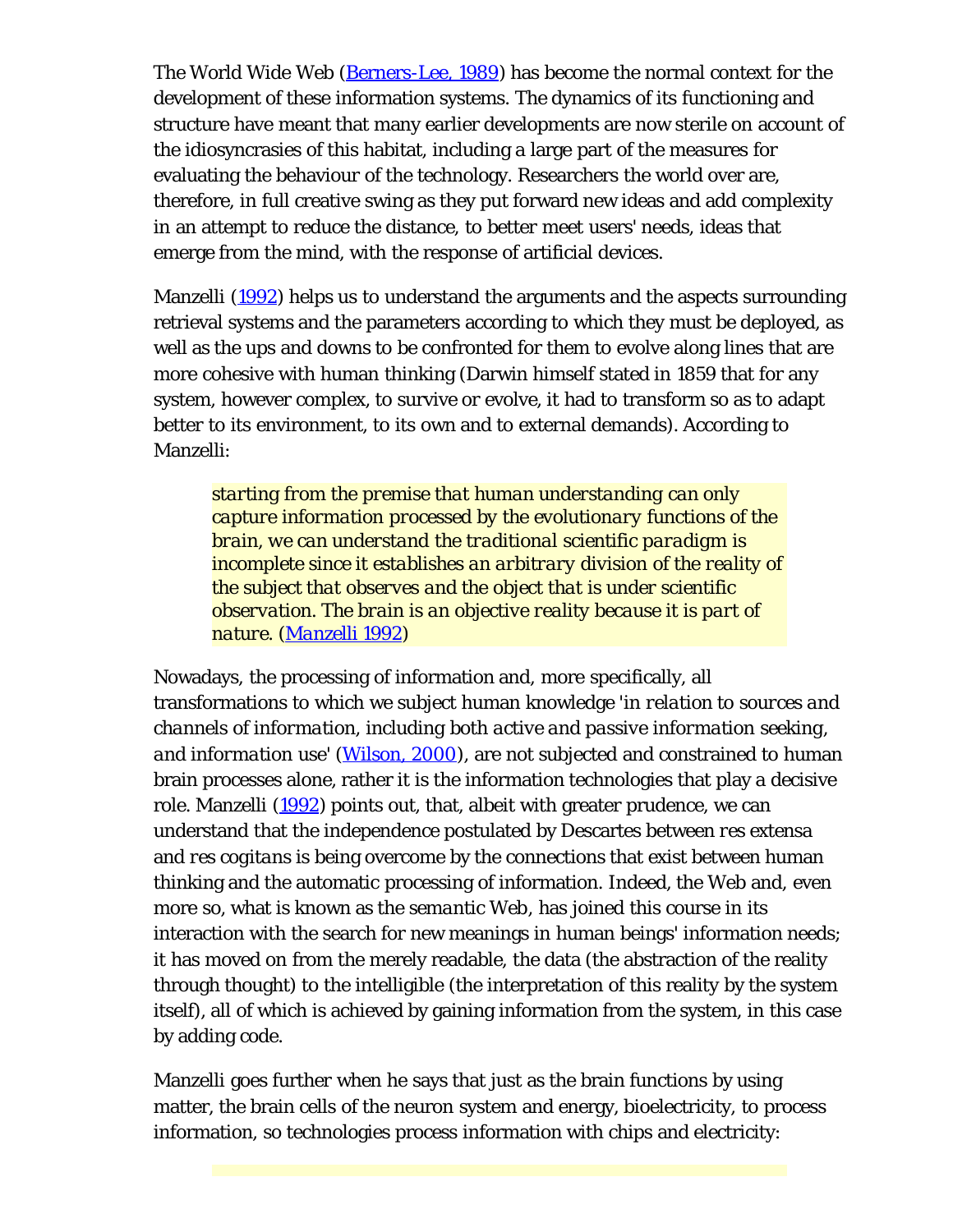The World Wide Web (Berners-Lee, 1989) has become the normal context for the development of these information systems. The dynamics of its functioning and structure have meant that many earlier developments are now sterile on account of the idiosyncrasies of this habitat, including a large part of the measures for evaluating the behaviour of the technology. Researchers the world over are, therefore, in full creative swing as they put forward new ideas and add complexity in an attempt to reduce the distance, to better meet users' needs, ideas that emerge from the mind, with the response of artificial devices.

Manzelli (1992) helps us to understand the arguments and the aspects surrounding retrieval systems and the parameters according to which they must be deployed, as well as the ups and downs to be confronted for them to evolve along lines that are more cohesive with human thinking (Darwin himself stated in 1859 that for any system, however complex, to survive or evolve, it had to transform so as to adapt better to its environment, to its own and to external demands). According to Manzelli:

> *starting from the premise that human understanding can only capture information processed by the evolutionary functions of the brain, we can understand the traditional scientific paradigm is incomplete since it establishes an arbitrary division of the reality of the subject that observes and the object that is under scientific observation. The brain is an objective reality because it is part of nature.* (Manzelli 1992)

Nowadays, the processing of information and, more specifically, all transformations to which we subject human knowledge '*in relation to sources and channels of information, including both active and passive information seeking, and information use*' (Wilson, 2000), are not subjected and constrained to human brain processes alone, rather it is the information technologies that play a decisive role. Manzelli (1992) points out, that, albeit with greater prudence, we can understand that the independence postulated by Descartes between *res extensa* and *res cogitans* is being overcome by the connections that exist between human thinking and the automatic processing of information. Indeed, the Web and, even more so, what is known as the *semantic* Web, has joined this course in its interaction with the search for new meanings in human beings' information needs; it has moved on from the merely readable, the data (the abstraction of the reality through thought) to the intelligible (the interpretation of this reality by the system itself), all of which is achieved by gaining information from the system, in this case by adding code.

Manzelli goes further when he says that just as the brain functions by using matter, the brain cells of the neuron system and energy, bioelectricity, to process information, so technologies process information with chips and electricity: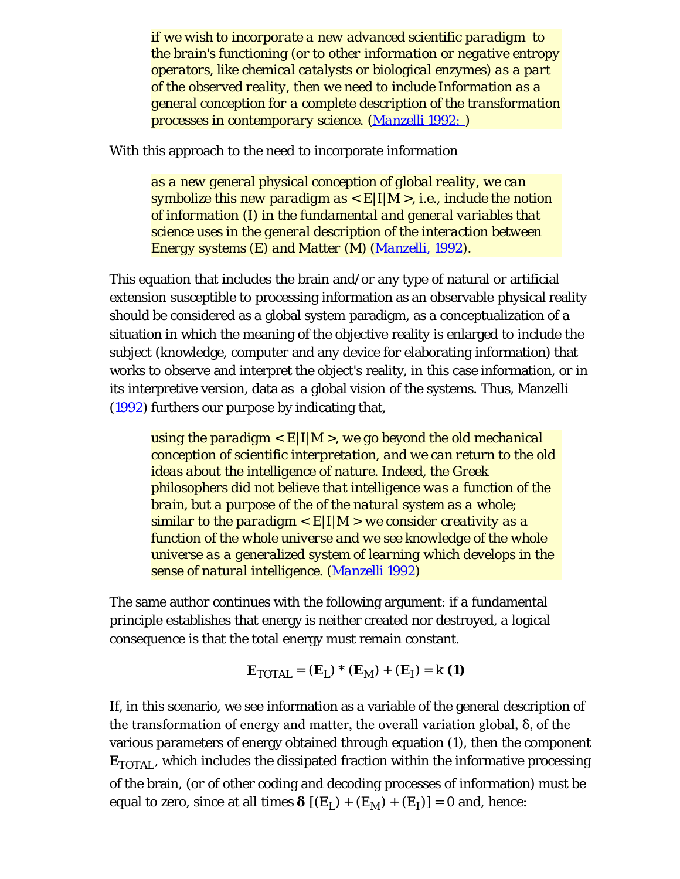> *if we wish to incorporate a new advanced scientific paradigm to the brain's functioning (or to other information or negative entropy operators, like chemical catalysts or biological enzymes) as a part of the observed reality, then we need to include Information as a general conception for a complete description of the transformation processes in contemporary science.* ([Manzelli 1992:](#) )

With this approach to the need to incorporate information

> *as a new general physical conception of global reality, we can symbolize this new paradigm as < E|I|M >, i.e., include the notion of information (I) in the fundamental and general variables that science uses in the general description of the interaction between Energy systems (E) and Matter (M)* ([Manzelli, 1992](#)).

This equation that includes the brain and/or any type of natural or artificial extension susceptible to processing information as an observable physical reality should be considered as a global system paradigm, as a conceptualization of a situation in which the meaning of the objective reality is enlarged to include the subject (knowledge, computer and any device for elaborating information) that works to observe and interpret the object's reality, in this case information, or in its interpretive version, data as a global vision of the systems. Thus, Manzelli ([1992](#)) furthers our purpose by indicating that,

> *using the paradigm < E|I|M >, we go beyond the old mechanical conception of scientific interpretation, and we can return to the old ideas about the intelligence of nature. Indeed, the Greek philosophers did not believe that intelligence was a function of the brain, but a purpose of the of the natural system as a whole; similar to the paradigm < E|I|M > we consider creativity as a function of the whole universe and we see knowledge of the whole universe as a generalized system of learning which develops in the sense of natural intelligence.* ([Manzelli 1992](#))

The same author continues with the following argument: if a fundamental principle establishes that energy is neither created nor destroyed, a logical consequence is that the total energy must remain constant.

$$\mathbf{E}_{TOTAL} = (\mathbf{E}_L) * (\mathbf{E}_M) + (\mathbf{E}_I) = k \ \mathbf{(1)}$$

If, in this scenario, we see information as a variable of the general description of the transformation of energy and matter, the overall variation global, δ, of the various parameters of energy obtained through equation (1), then the component $E_{TOTAL}$, which includes the dissipated fraction within the informative processing of the brain, (or of other coding and decoding processes of information) must be equal to zero, since at all times $\boldsymbol{\delta}\ [(E_L) + (E_M) + (E_I)] = 0$ and, hence: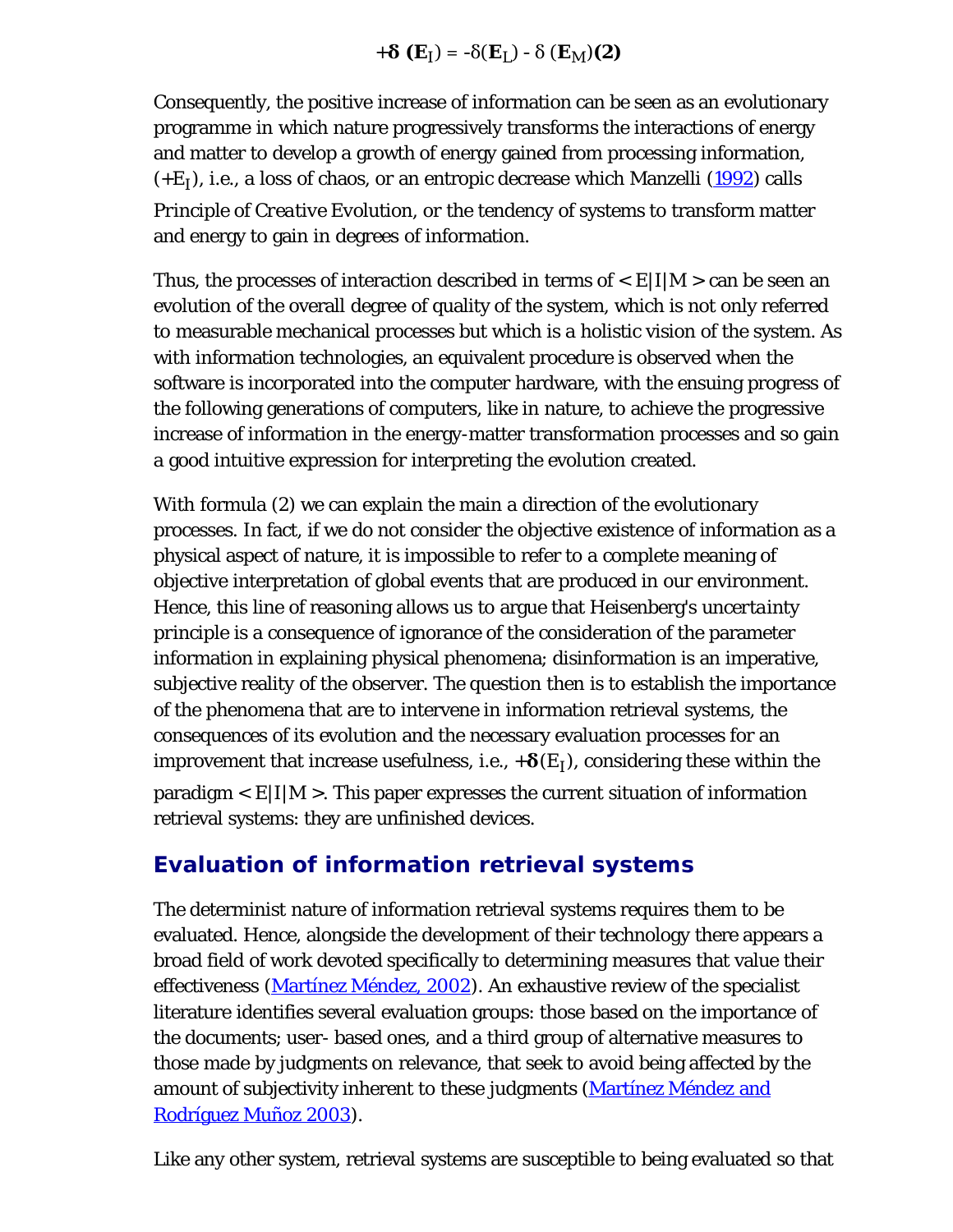$$+\boldsymbol{\delta}\ (\mathbf{E}_I) = -\delta(\mathbf{E}_L) - \delta\ (\mathbf{E}_M)\ \mathbf{(2)}$$

Consequently, the positive increase of information can be seen as an evolutionary programme in which nature progressively transforms the interactions of energy and matter to develop a growth of energy gained from processing information, ($+E_I$), i.e., a loss of chaos, or an entropic decrease which Manzelli (1992) calls *Principle of Creative Evolution*, or the tendency of systems to transform matter and energy to gain in degrees of information.

Thus, the processes of interaction described in terms of < E|I|M > can be seen an evolution of the overall degree of quality of the system, which is not only referred to measurable mechanical processes but which is a holistic vision of the system. As with information technologies, an equivalent procedure is observed when the software is incorporated into the computer hardware, with the ensuing progress of the following generations of computers, like in nature, to achieve the progressive increase of information in the energy-matter transformation processes and so gain a good intuitive expression for interpreting the evolution created.

With formula (2) we can explain the main a direction of the evolutionary processes. In fact, if we do not consider the objective existence of information as a physical aspect of nature, it is impossible to refer to a complete meaning of objective interpretation of global events that are produced in our environment. Hence, this line of reasoning allows us to argue that Heisenberg's *uncertainty principle* is a consequence of ignorance of the consideration of the parameter information in explaining physical phenomena; disinformation is an imperative, subjective reality of the observer. The question then is to establish the importance of the phenomena that are to intervene in information retrieval systems, the consequences of its evolution and the necessary evaluation processes for an improvement that increase usefulness, i.e., $+\boldsymbol{\delta}(E_I)$, considering these within the paradigm < E|I|M >. This paper expresses the current situation of information retrieval systems: they are unfinished devices.

## Evaluation of information retrieval systems

The determinist nature of information retrieval systems requires them to be evaluated. Hence, alongside the development of their technology there appears a broad field of work devoted specifically to determining measures that value their effectiveness (Martínez Méndez, 2002). An exhaustive review of the specialist literature identifies several evaluation groups: those based on the importance of the documents; user- based ones, and a third group of alternative measures to those made by judgments on relevance, that seek to avoid being affected by the amount of subjectivity inherent to these judgments (Martínez Méndez and Rodríguez Muñoz 2003).

Like any other system, retrieval systems are susceptible to being evaluated so that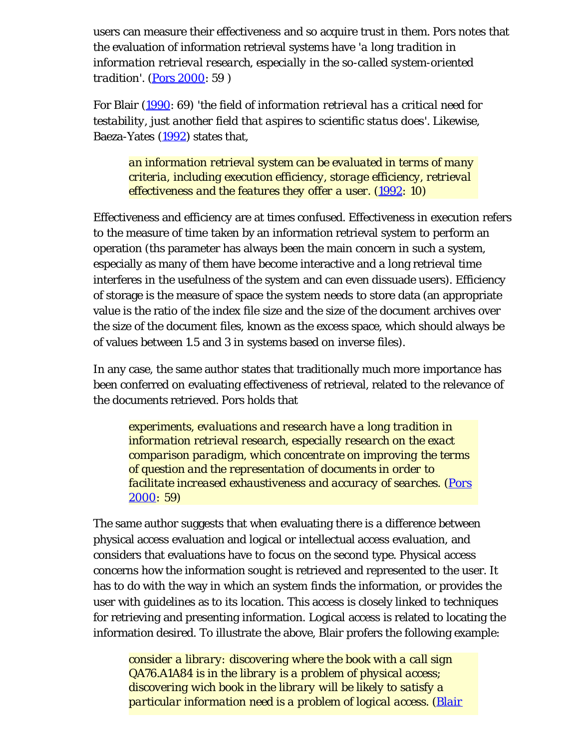users can measure their effectiveness and so acquire trust in them. Pors notes that the evaluation of information retrieval systems have '*a long tradition in information retrieval research, especially in the so-called system-oriented tradition*'. (Pors 2000: 59 )

For Blair (1990: 69) '*the field of information retrieval has a critical need for testability, just another field that aspires to scientific status does*'. Likewise, Baeza-Yates (1992) states that,

> *an information retrieval system can be evaluated in terms of many criteria, including execution efficiency, storage efficiency, retrieval effectiveness and the features they offer a user.* (1992: 10)

Effectiveness and efficiency are at times confused. Effectiveness in execution refers to the measure of time taken by an information retrieval system to perform an operation (ths parameter has always been the main concern in such a system, especially as many of them have become interactive and a long retrieval time interferes in the usefulness of the system and can even dissuade users). Efficiency of storage is the measure of space the system needs to store data (an appropriate value is the ratio of the index file size and the size of the document archives over the size of the document files, known as the excess space, which should always be of values between 1.5 and 3 in systems based on inverse files).

In any case, the same author states that traditionally much more importance has been conferred on evaluating effectiveness of retrieval, related to the relevance of the documents retrieved. Pors holds that

> *experiments, evaluations and research have a long tradition in information retrieval research, especially research on the exact comparison paradigm, which concentrate on improving the terms of question and the representation of documents in order to facilitate increased exhaustiveness and accuracy of searches.* (Pors 2000: 59)

The same author suggests that when evaluating there is a difference between physical access evaluation and logical or intellectual access evaluation, and considers that evaluations have to focus on the second type. Physical access concerns how the information sought is retrieved and represented to the user. It has to do with the way in which an system finds the information, or provides the user with guidelines as to its location. This access is closely linked to techniques for retrieving and presenting information. Logical access is related to locating the information desired. To illustrate the above, Blair profers the following example:

> *consider a library: discovering where the book with a call sign QA76.A1A84 is in the library is a problem of physical access; discovering wich book in the library will be likely to satisfy a particular information need is a problem of logical access.* (Blair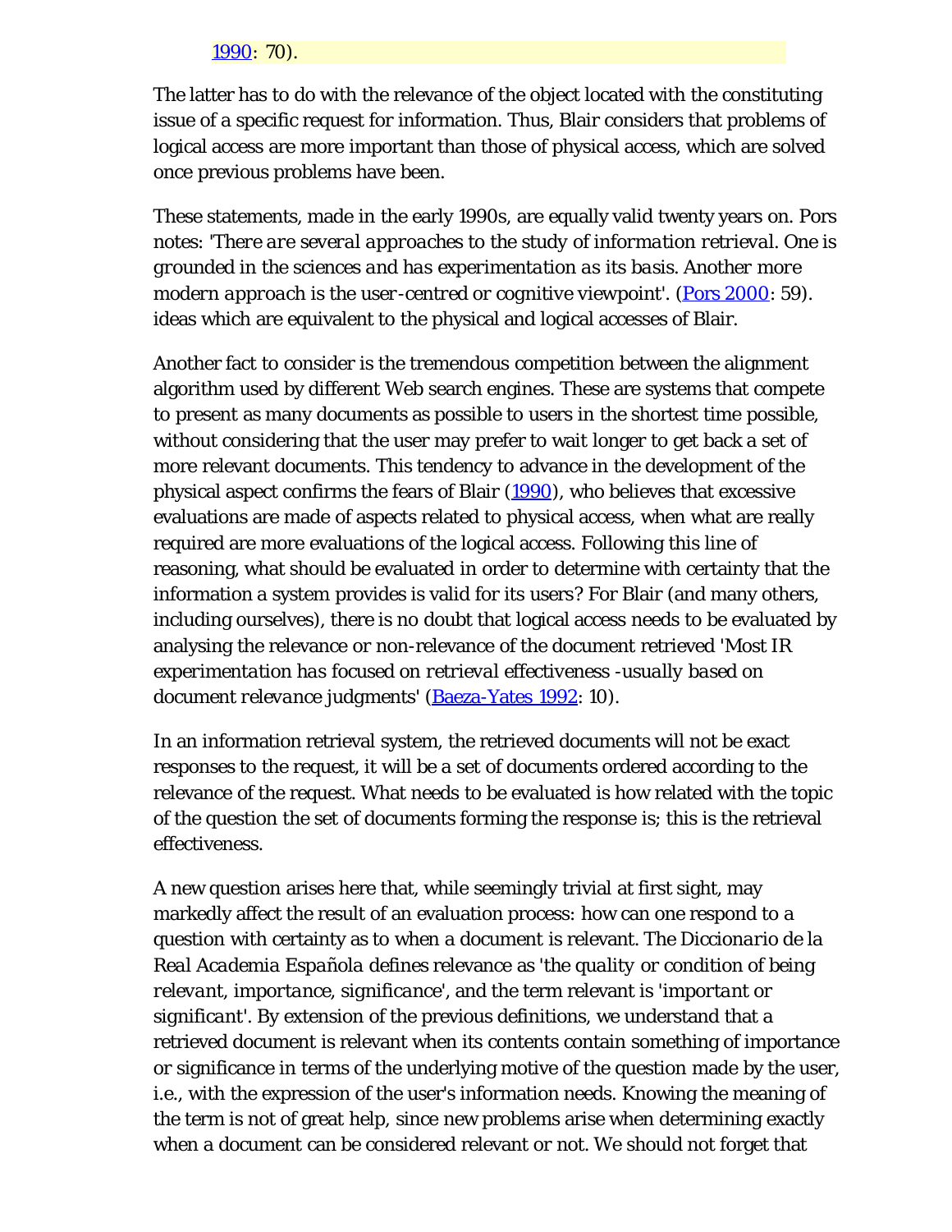1990: 70).

The latter has to do with the relevance of the object located with the constituting issue of a specific request for information. Thus, Blair considers that problems of logical access are more important than those of physical access, which are solved once previous problems have been.

These statements, made in the early 1990s, are equally valid twenty years on. Pors notes: '*There are several approaches to the study of information retrieval. One is grounded in the sciences and has experimentation as its basis. Another more modern approach is the user-centred or cognitive viewpoint*'. (Pors 2000: 59). ideas which are equivalent to the physical and logical accesses of Blair.

Another fact to consider is the tremendous competition between the alignment algorithm used by different Web search engines. These are systems that compete to present as many documents as possible to users in the shortest time possible, without considering that the user may prefer to wait longer to get back a set of more relevant documents. This tendency to advance in the development of the physical aspect confirms the fears of Blair (1990), who believes that excessive evaluations are made of aspects related to physical access, when what are really required are more evaluations of the logical access. Following this line of reasoning, what should be evaluated in order to determine with certainty that the information a system provides is valid for its users? For Blair (and many others, including ourselves), there is no doubt that logical access needs to be evaluated by analysing the relevance or non-relevance of the document retrieved '*Most IR experimentation has focused on retrieval effectiveness -usually based on document relevance judgments*' (Baeza-Yates 1992: 10).

In an information retrieval system, the retrieved documents will not be exact responses to the request, it will be a set of documents ordered according to the relevance of the request. What needs to be evaluated is how related with the topic of the question the set of documents forming the response is; this is the retrieval effectiveness.

A new question arises here that, while seemingly trivial at first sight, may markedly affect the result of an evaluation process: how can one respond to a question with certainty as to when a document is relevant. The *Diccionario de la Real Academia Española* defines relevance as '*the quality or condition of being relevant, importance, significance*', and the term relevant is '*important or significant*'. By extension of the previous definitions, we understand that a retrieved document is relevant when its contents contain something of importance or significance in terms of the underlying motive of the question made by the user, i.e., with the expression of the user's information needs. Knowing the meaning of the term is not of great help, since new problems arise when determining exactly when a document can be considered relevant or not. We should not forget that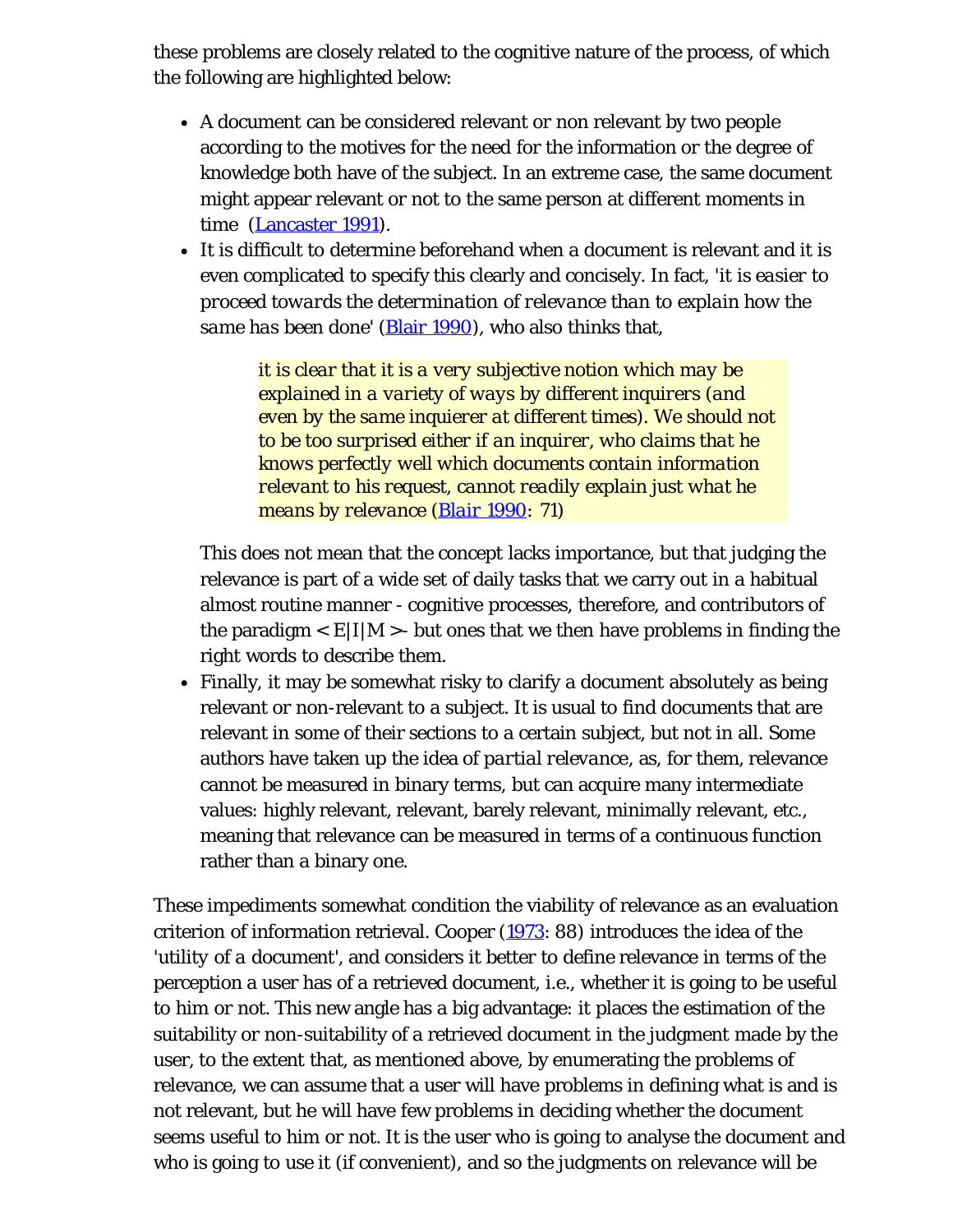these problems are closely related to the cognitive nature of the process, of which the following are highlighted below:

- A document can be considered relevant or non relevant by two people according to the motives for the need for the information or the degree of knowledge both have of the subject. In an extreme case, the same document might appear relevant or not to the same person at different moments in time  (Lancaster 1991).
- It is difficult to determine beforehand when a document is relevant and it is even complicated to specify this clearly and concisely. In fact, '*it is easier to proceed towards the determination of relevance than to explain how the same has been done*' (Blair 1990), who also thinks that,

  > *it is clear that it is a very subjective notion which may be explained in a variety of ways by different inquirers (and even by the same inquierer at different times). We should not to be too surprised either if an inquirer, who claims that he knows perfectly well which documents contain information relevant to his request, cannot readily explain just what he means by relevance* (Blair 1990: 71)

  This does not mean that the concept lacks importance, but that judging the relevance is part of a wide set of daily tasks that we carry out in a habitual almost routine manner - cognitive processes, therefore, and contributors of the paradigm < E|I|M >- but ones that we then have problems in finding the right words to describe them.
- Finally, it may be somewhat risky to clarify a document absolutely as being relevant or non-relevant to a subject. It is usual to find documents that are relevant in some of their sections to a certain subject, but not in all. Some authors have taken up the idea of *partial relevance*, as, for them, relevance cannot be measured in binary terms, but can acquire many intermediate values: highly relevant, relevant, barely relevant, minimally relevant, etc., meaning that relevance can be measured in terms of a continuous function rather than a binary one.

These impediments somewhat condition the viability of relevance as an evaluation criterion of information retrieval. Cooper (1973: 88) introduces the idea of the 'utility of a document', and considers it better to define relevance in terms of the perception a user has of a retrieved document, i.e., whether it is going to be useful to him or not. This new angle has a big advantage: it places the estimation of the suitability or non-suitability of a retrieved document in the judgment made by the user, to the extent that, as mentioned above, by enumerating the problems of relevance, we can assume that a user will have problems in defining what is and is not relevant, but he will have few problems in deciding whether the document seems useful to him or not. It is the user who is going to analyse the document and who is going to use it (if convenient), and so the judgments on relevance will be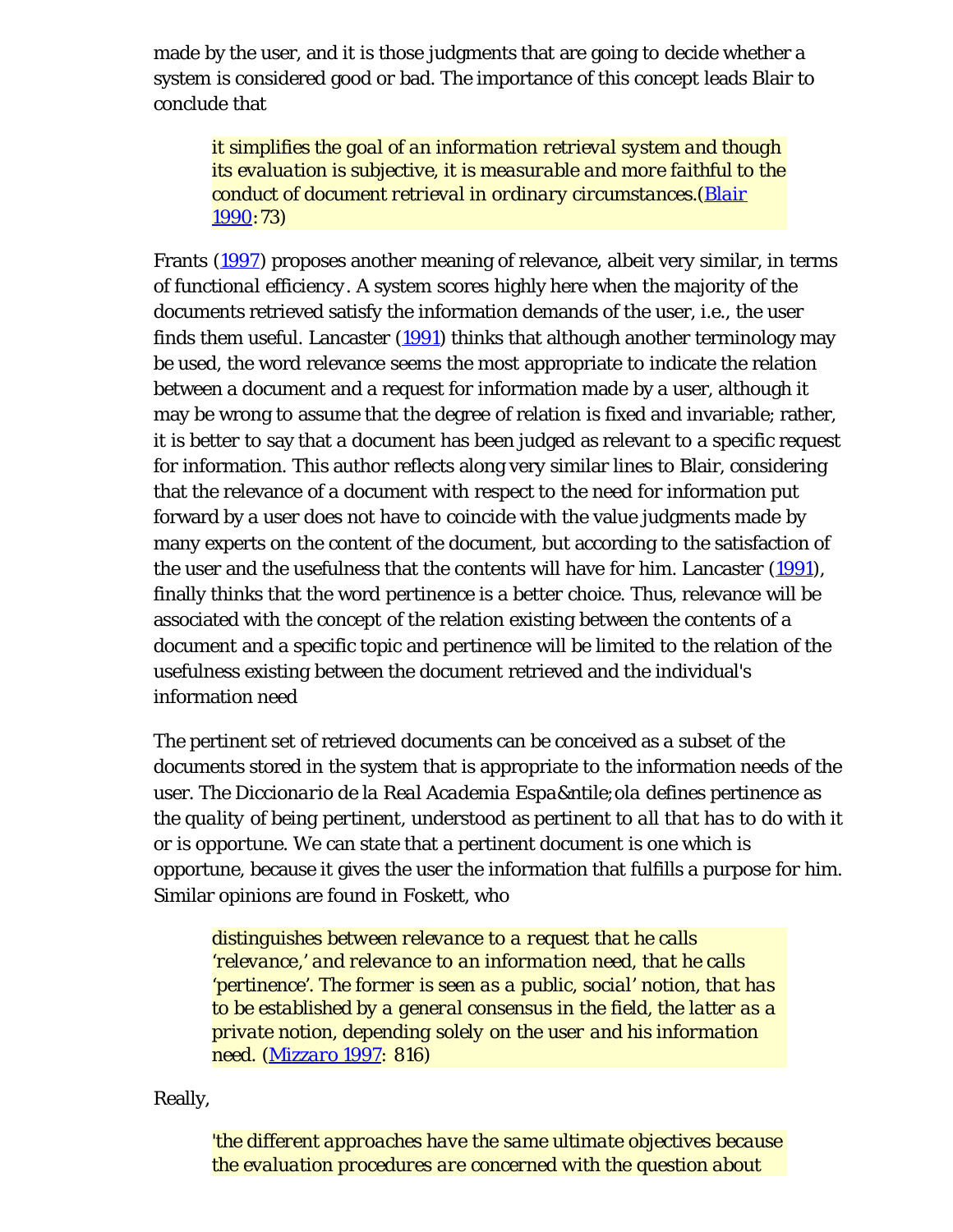made by the user, and it is those judgments that are going to decide whether a system is considered good or bad. The importance of this concept leads Blair to conclude that

> *it simplifies the goal of an information retrieval system and though its evaluation is subjective, it is measurable and more faithful to the conduct of document retrieval in ordinary circumstances.*(Blair 1990: 73)

Frants (1997) proposes another meaning of relevance, albeit very similar, in terms of *functional efficiency*. A system scores highly here when the majority of the documents retrieved satisfy the information demands of the user, i.e., the user finds them useful. Lancaster (1991) thinks that although another terminology may be used, the word relevance seems the most appropriate to indicate the relation between a document and a request for information made by a user, although it may be wrong to assume that the degree of relation is fixed and invariable; rather, it is better to say that a document has been judged as relevant to a specific request for information. This author reflects along very similar lines to Blair, considering that the relevance of a document with respect to the need for information put forward by a user does not have to coincide with the value judgments made by many experts on the content of the document, but according to the satisfaction of the user and the usefulness that the contents will have for him. Lancaster (1991), finally thinks that the word pertinence is a better choice. Thus, relevance will be associated with the concept of the relation existing between the contents of a document and a specific topic and pertinence will be limited to the relation of the usefulness existing between the document retrieved and the individual's information need

The pertinent set of retrieved documents can be conceived as a subset of the documents stored in the system that is appropriate to the information needs of the user. The *Diccionario de la Real Academia Espa&ntile;ola* defines pertinence as the *quality of being pertinent*, understood as pertinent to *all that has to do with it or is opportune*. We can state that a pertinent document is one which is opportune, because it gives the user the information that fulfills a purpose for him. Similar opinions are found in Foskett, who

> *distinguishes between relevance to a request that he calls 'relevance,' and relevance to an information need, that he calls 'pertinence'. The former is seen as a public, social' notion, that has to be established by a general consensus in the field, the latter as a private notion, depending solely on the user and his information need.* (Mizzaro 1997: 816)

Really,

> *'the different approaches have the same ultimate objectives because the evaluation procedures are concerned with the question about*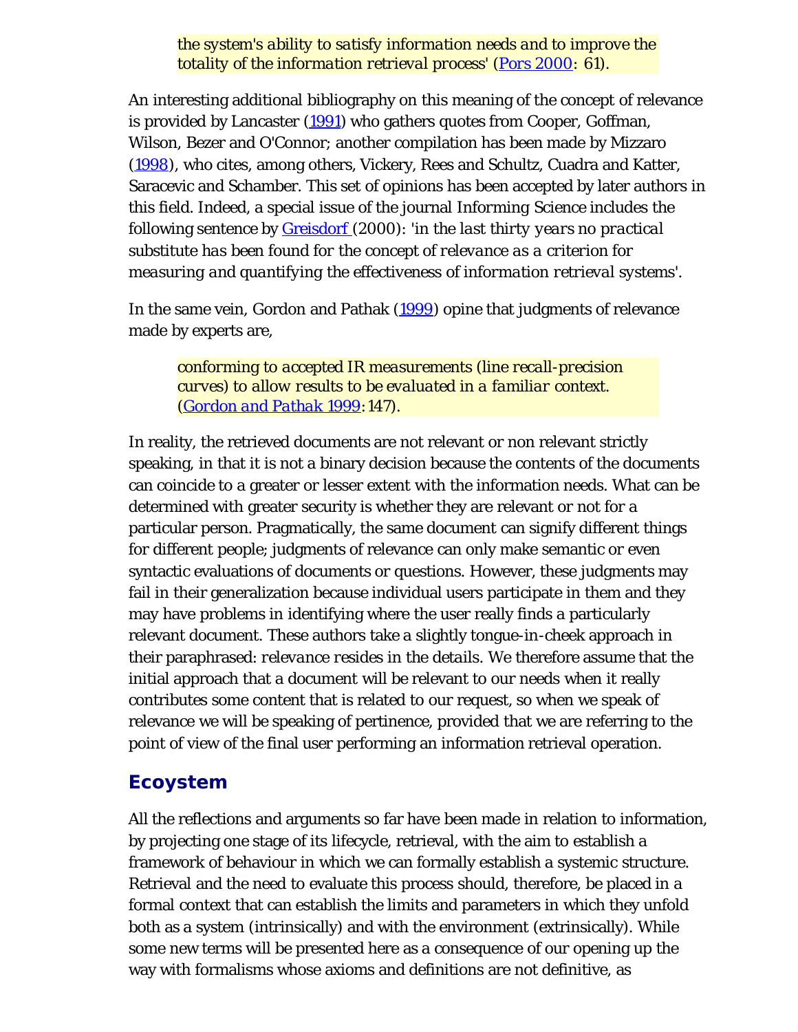> *the system's ability to satisfy information needs and to improve the totality of the information retrieval process'* (Pors 2000: 61).

An interesting additional bibliography on this meaning of the concept of relevance is provided by Lancaster (1991) who gathers quotes from Cooper, Goffman, Wilson, Bezer and O'Connor; another compilation has been made by Mizzaro (1998), who cites, among others, Vickery, Rees and Schultz, Cuadra and Katter, Saracevic and Schamber. This set of opinions has been accepted by later authors in this field. Indeed, a special issue of the journal Informing Science includes the following sentence by Greisdorf (2000): '*in the last thirty years no practical substitute has been found for the concept of relevance as a criterion for measuring and quantifying the effectiveness of information retrieval systems*'.

In the same vein, Gordon and Pathak (1999) opine that judgments of relevance made by experts are,

> *conforming to accepted IR measurements (line recall-precision curves) to allow results to be evaluated in a familiar context.* (Gordon and Pathak 1999: 147).

In reality, the retrieved documents are not relevant or non relevant strictly speaking, in that it is not a binary decision because the contents of the documents can coincide to a greater or lesser extent with the information needs. What can be determined with greater security is whether they are relevant or not for a particular person. Pragmatically, the same document can signify different things for different people; judgments of relevance can only make semantic or even syntactic evaluations of documents or questions. However, these judgments may fail in their generalization because individual users participate in them and they may have problems in identifying where the user really finds a particularly relevant document. These authors take a slightly tongue-in-cheek approach in their paraphrased: *relevance resides in the details*. We therefore assume that the initial approach that a document will be relevant to our needs when it really contributes some content that is related to our request, so when we speak of relevance we will be speaking of pertinence, provided that we are referring to the point of view of the final user performing an information retrieval operation.

## Ecoystem

All the reflections and arguments so far have been made in relation to information, by projecting one stage of its lifecycle, retrieval, with the aim to establish a framework of behaviour in which we can formally establish a systemic structure. Retrieval and the need to evaluate this process should, therefore, be placed in a formal context that can establish the limits and parameters in which they unfold both as a system (intrinsically) and with the environment (extrinsically). While some new terms will be presented here as a consequence of our opening up the way with formalisms whose axioms and definitions are not definitive, as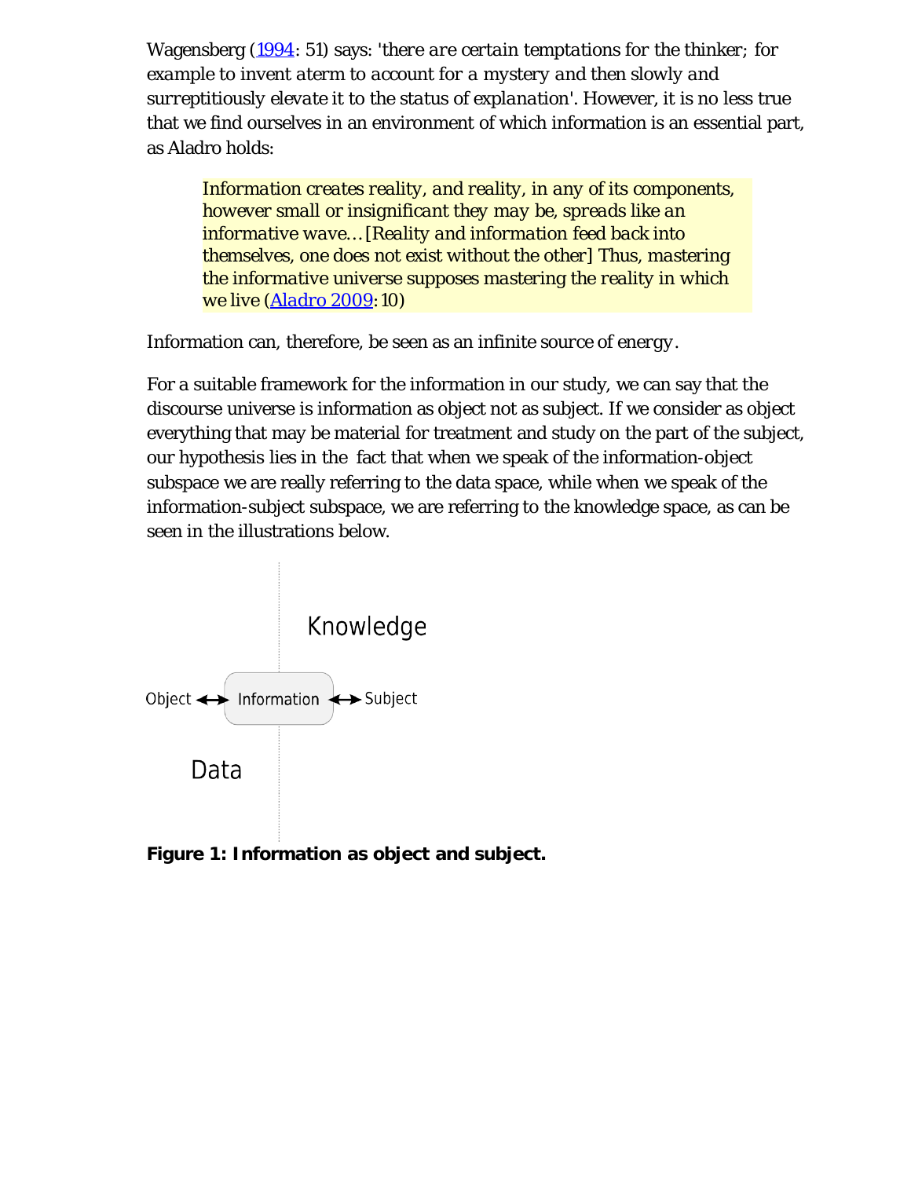Wagensberg (1994: 51) says: '*there are certain temptations for the thinker; for example to invent aterm to account for a mystery and then slowly and surreptitiously elevate it to the status of explanation*'. However, it is no less true that we find ourselves in an environment of which information is an essential part, as Aladro holds:

> *Information creates reality, and reality, in any of its components, however small or insignificant they may be, spreads like an informative wave…* [Reality and information feed back into themselves, one does not exist without the other] *Thus, mastering the informative universe supposes mastering the reality in which we live* (Aladro 2009: 10)

Information can, therefore, be seen as an infinite *source of energy*.

For a suitable framework for the information in our study, we can say that the discourse universe is information as object not as subject. If we consider as object everything that may be material for treatment and study on the part of the subject, our hypothesis lies in the fact that when we speak of the information-object subspace we are really referring to the data space, while when we speak of the information-subject subspace, we are referring to the knowledge space, as can be seen in the illustrations below.

Knowledge

Object ↔ Information ↔ Subject

Data

**Figure 1: Information as object and subject.**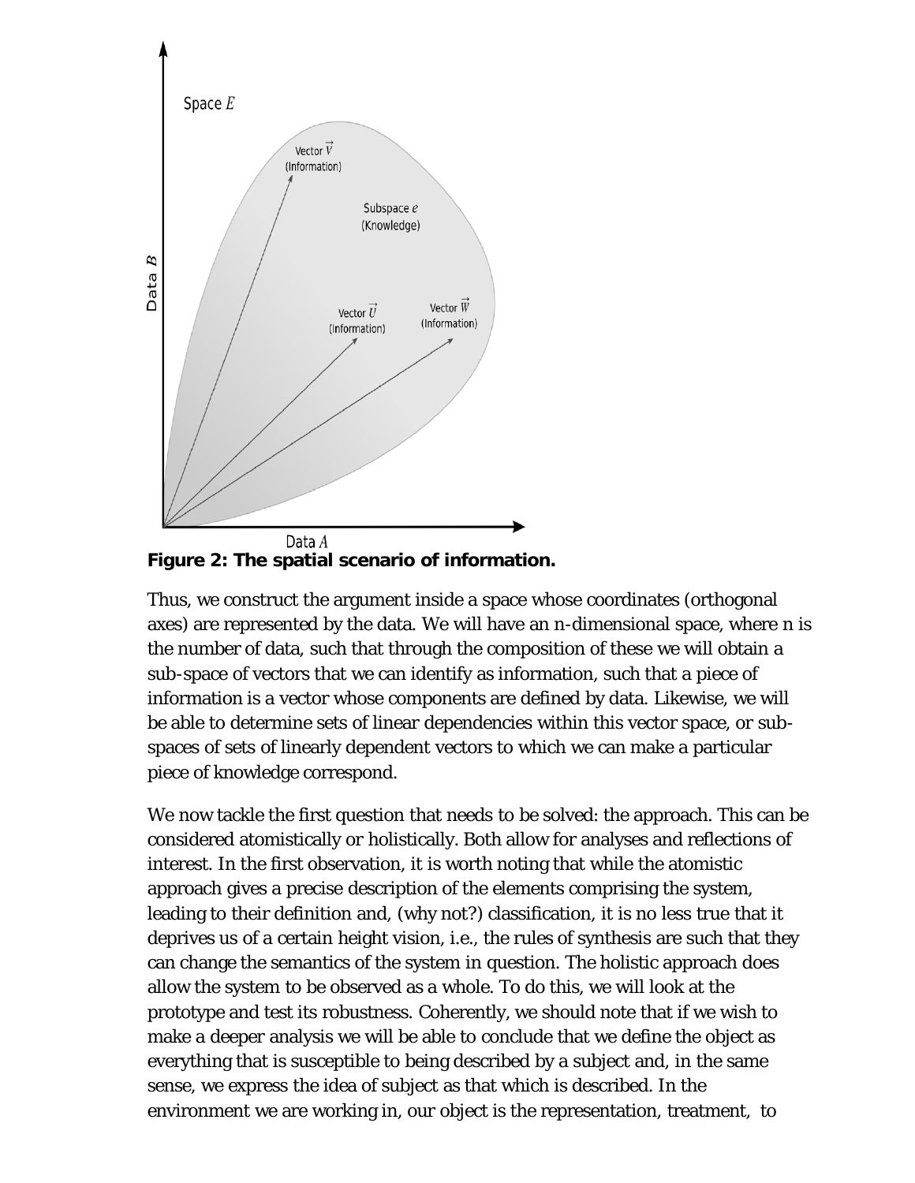**Figure 2: The spatial scenario of information.**

Thus, we construct the argument inside a space whose coordinates (orthogonal axes) are represented by the data. We will have an n-dimensional space, where n is the number of data, such that through the composition of these we will obtain a sub-space of vectors that we can identify as information, such that a piece of information is a vector whose components are defined by data. Likewise, we will be able to determine sets of linear dependencies within this vector space, or sub-spaces of sets of linearly dependent vectors to which we can make a particular piece of knowledge correspond.

We now tackle the first question that needs to be solved: the approach. This can be considered atomistically or holistically. Both allow for analyses and reflections of interest. In the first observation, it is worth noting that while the atomistic approach gives a precise description of the elements comprising the system, leading to their definition and, (why not?) classification, it is no less true that it deprives us of a certain height vision, i.e., the rules of synthesis are such that they can change the semantics of the system in question. The holistic approach does allow the system to be observed as a whole. To do this, we will look at the prototype and test its robustness. Coherently, we should note that if we wish to make a deeper analysis we will be able to conclude that we define the object as everything that is susceptible to being described by a subject and, in the same sense, we express the idea of subject as that which is described. In the environment we are working in, our object is the representation, treatment, to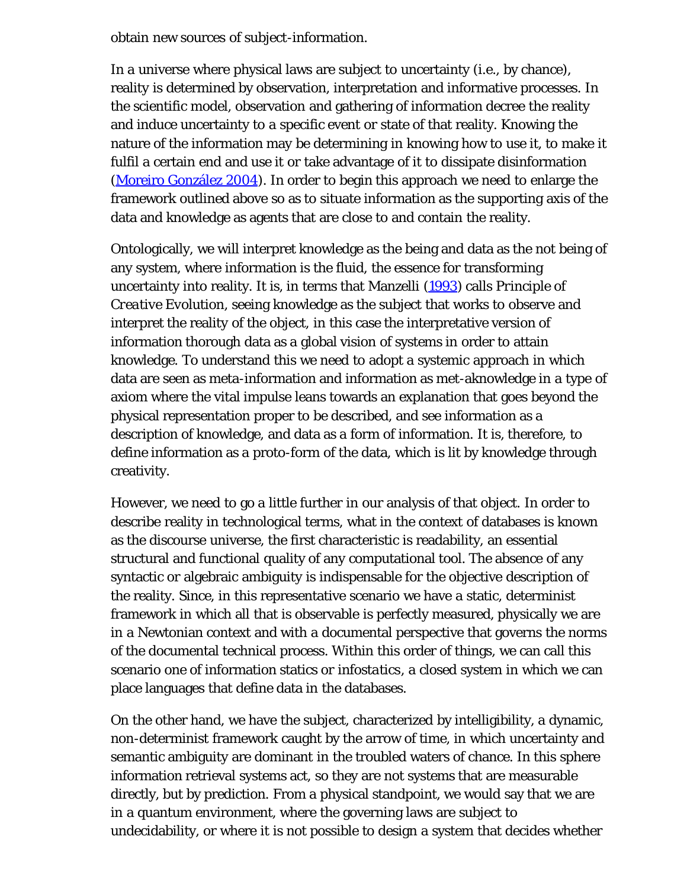obtain new sources of subject-information.

In a universe where physical laws are subject to uncertainty (i.e., by chance), reality is determined by observation, interpretation and informative processes. In the scientific model, observation and gathering of information decree the reality and induce uncertainty to a specific event or state of that reality. Knowing the nature of the information may be determining in knowing how to use it, to make it fulfil a certain end and use it or take advantage of it to dissipate disinformation (Moreiro González 2004). In order to begin this approach we need to enlarge the framework outlined above so as to situate information as the supporting axis of the data and knowledge as agents that are close to and contain the reality.

Ontologically, we will interpret knowledge as the being and data as the not being of any system, where information is the fluid, the essence for transforming uncertainty into reality. It is, in terms that Manzelli (1993) calls *Principle of Creative Evolution*, seeing knowledge as the subject that works to observe and interpret the reality of the object, in this case the interpretative version of information thorough data as a global vision of systems in order to attain knowledge. To understand this we need to adopt a systemic approach in which data are seen as meta-information and information as met-aknowledge in a type of axiom where the vital impulse leans towards an explanation that goes beyond the physical representation proper to be described, and see information as a description of knowledge, and data as a form of information. It is, therefore, to define information as a proto-form of the data, which is lit by knowledge through creativity.

However, we need to go a little further in our analysis of that object. In order to describe reality in technological terms, what in the context of databases is known as the discourse universe, the first characteristic is readability, an essential structural and functional quality of any computational tool. The absence of any syntactic or algebraic ambiguity is indispensable for the objective description of the reality. Since, in this representative scenario we have a static, determinist framework in which all that is observable is perfectly measured, physically we are in a Newtonian context and with a documental perspective that governs the norms of the documental technical process. Within this order of things, we can call this scenario one of information statics or *infostatics*, a closed system in which we can place languages that define data in the databases.

On the other hand, we have the subject, characterized by intelligibility, a dynamic, non-determinist framework caught by the arrow of time, in which uncertainty and semantic ambiguity are dominant in the troubled waters of chance. In this sphere information retrieval systems act, so they are not systems that are measurable directly, but by prediction. From a physical standpoint, we would say that we are in a quantum environment, where the governing laws are subject to undecidability, or where it is not possible to design a system that decides whether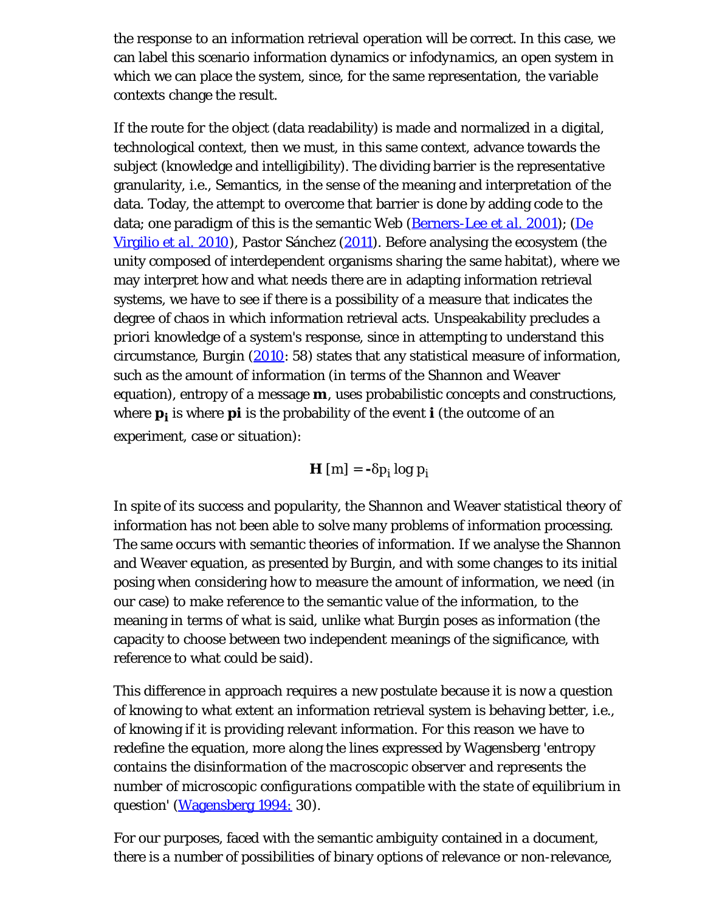the response to an information retrieval operation will be correct. In this case, we can label this scenario information dynamics or *infodynamics*, an open system in which we can place the system, since, for the same representation, the variable contexts change the result.

If the route for the object (data readability) is made and normalized in a digital, technological context, then we must, in this same context, advance towards the subject (knowledge and intelligibility). The dividing barrier is the representative granularity, i.e., Semantics, in the sense of the meaning and interpretation of the data. Today, the attempt to overcome that barrier is done by adding code to the data; one paradigm of this is the semantic Web (Berners-Lee *et al.* 2001); (De Virgilio *et al.* 2010), Pastor Sánchez (2011). Before analysing the ecosystem (the unity composed of interdependent organisms sharing the same habitat), where we may interpret how and what needs there are in adapting information retrieval systems, we have to see if there is a possibility of a measure that indicates the degree of chaos in which information retrieval acts. Unspeakability precludes *a priori* knowledge of a system's response, since in attempting to understand this circumstance, Burgin (2010: 58) states that any statistical measure of information, such as the amount of information (in terms of the Shannon and Weaver equation), entropy of a message **m**, uses probabilistic concepts and constructions, where $\mathbf{p_i}$ is where **pi** is the probability of the event **i** (the outcome of an experiment, case or situation):

$$\mathbf{H}\,[m] = -\delta p_i \log p_i$$

In spite of its success and popularity, the Shannon and Weaver statistical theory of information has not been able to solve many problems of information processing. The same occurs with semantic theories of information. If we analyse the Shannon and Weaver equation, as presented by Burgin, and with some changes to its initial posing when considering how to measure the amount of information, we need (in our case) to make reference to the semantic value of the information, to the meaning in terms of what is said, unlike what Burgin poses as information (the capacity to choose between two independent meanings of the significance, with reference to what could be said).

This difference in approach requires a new postulate because it is now a question of knowing to what extent an information retrieval system is behaving better, i.e., of knowing if it is providing relevant information. For this reason we have to redefine the equation, more along the lines expressed by Wagensberg '*entropy contains the disinformation of the macroscopic observer and represents the number of microscopic configurations compatible with the state of equilibrium in question*' (Wagensberg 1994: 30).

For our purposes, faced with the semantic ambiguity contained in a document, there is a number of possibilities of binary options of relevance or non-relevance,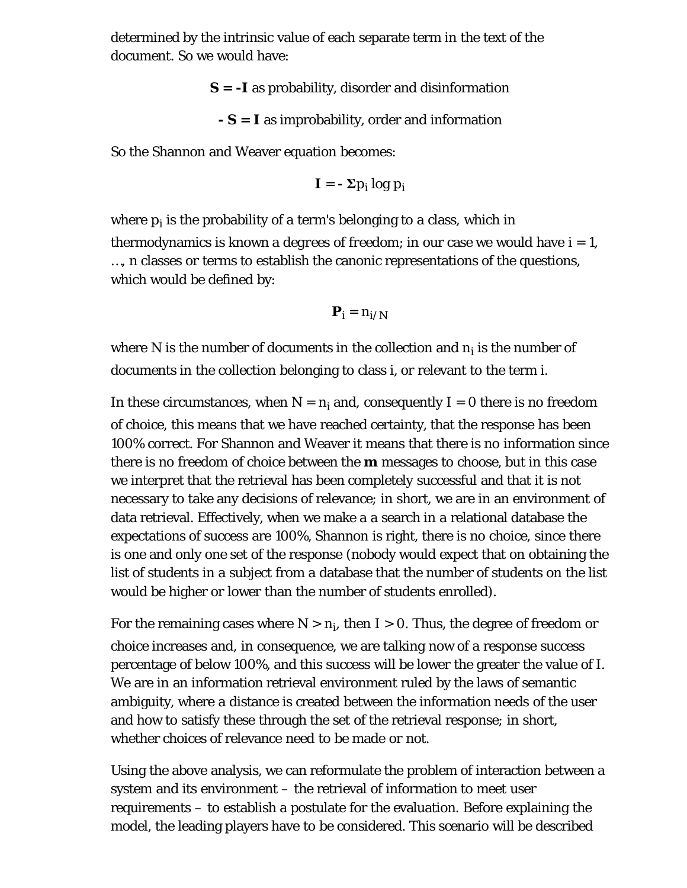determined by the intrinsic value of each separate term in the text of the document. So we would have:

$$\mathbf{S = -I} \text{ as probability, disorder and disinformation}$$

$$\mathbf{-S = I} \text{ as improbability, order and information}$$

So the Shannon and Weaver equation becomes:

$$\mathbf{I} = -\Sigma p_i \log p_i$$

where $p_i$ is the probability of a term's belonging to a class, which in thermodynamics is known a degrees of freedom; in our case we would have $i = 1, \ldots, n$ classes or terms to establish the canonic representations of the questions, which would be defined by:

$$\mathbf{P}_i = n_{i/N}$$

where N is the number of documents in the collection and $n_i$ is the number of documents in the collection belonging to class i, or relevant to the term i.

In these circumstances, when $N = n_i$ and, consequently $I = 0$ there is no freedom of choice, this means that we have reached certainty, that the response has been 100% correct. For Shannon and Weaver it means that there is no information since there is no freedom of choice between the **m** messages to choose, but in this case we interpret that the retrieval has been completely successful and that it is not necessary to take any decisions of relevance; in short, we are in an environment of data retrieval. Effectively, when we make a a search in a relational database the expectations of success are 100%, Shannon is right, there is no choice, since there is one and only one set of the response (nobody would expect that on obtaining the list of students in a subject from a database that the number of students on the list would be higher or lower than the number of students enrolled).

For the remaining cases where $N > n_i$, then $I > 0$. Thus, the degree of freedom or choice increases and, in consequence, we are talking now of a response success percentage of below 100%, and this success will be lower the greater the value of I. We are in an information retrieval environment ruled by the laws of semantic ambiguity, where a distance is created between the information needs of the user and how to satisfy these through the set of the retrieval response; in short, whether choices of relevance need to be made or not.

Using the above analysis, we can reformulate the problem of interaction between a system and its environment – the retrieval of information to meet user requirements – to establish a postulate for the evaluation. Before explaining the model, the leading players have to be considered. This scenario will be described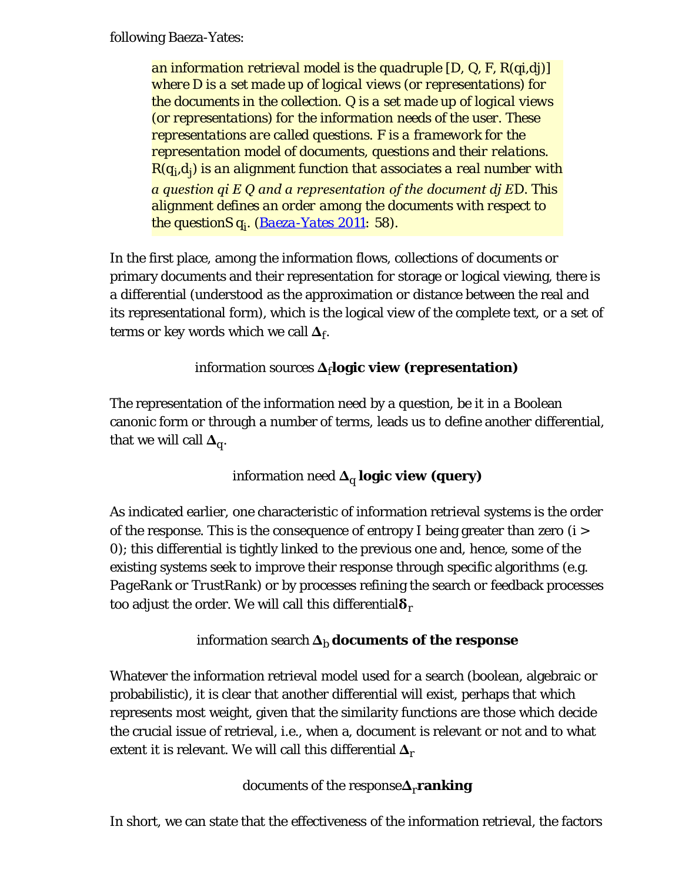following Baeza-Yates:

> *an information retrieval model is the quadruple [D, Q, F, R(qi,dj)] where D is a set made up of logical views (or representations) for the documents in the collection. Q is a set made up of logical views (or representations) for the information needs of the user. These representations are called questions. F is a framework for the representation model of documents, questions and their relations.* $R(q_i,d_j)$ *is an alignment function that associates a real number with a question qi E Q and a representation of the document dj E*D. This *alignment defines an order among the documents with respect to the question*S $q_i$. (Baeza-Yates 2011: 58).

In the first place, among the information flows, collections of documents or primary documents and their representation for storage or logical viewing, there is a differential (understood as the approximation or distance between the real and its representational form), which is the logical view of the complete text, or a set of terms or key words which we call $\boldsymbol{\Delta}_f$.

information sources $\boldsymbol{\Delta}_f$ **logic view (representation)**

The representation of the information need by a question, be it in a Boolean canonic form or through a number of terms, leads us to define another differential, that we will call $\boldsymbol{\Delta}_q$.

information need $\boldsymbol{\Delta}_q$ **logic view (query)**

As indicated earlier, one characteristic of information retrieval systems is the order of the response. This is the consequence of entropy I being greater than zero ($i > 0$); this differential is tightly linked to the previous one and, hence, some of the existing systems seek to improve their response through specific algorithms (e.g. *PageRank* or *TrustRank*) or by processes refining the search or feedback processes too adjust the order. We will call this differential $\boldsymbol{\delta}_r$

information search $\boldsymbol{\Delta}_b$ **documents of the response**

Whatever the information retrieval model used for a search (boolean, algebraic or probabilistic), it is clear that another differential will exist, perhaps that which represents most weight, given that the similarity functions are those which decide the crucial issue of retrieval, i.e., when a, document is relevant or not and to what extent it is relevant. We will call this differential $\boldsymbol{\Delta}_r$

documents of the response $\boldsymbol{\Delta}_r$ **ranking**

In short, we can state that the effectiveness of the information retrieval, the factors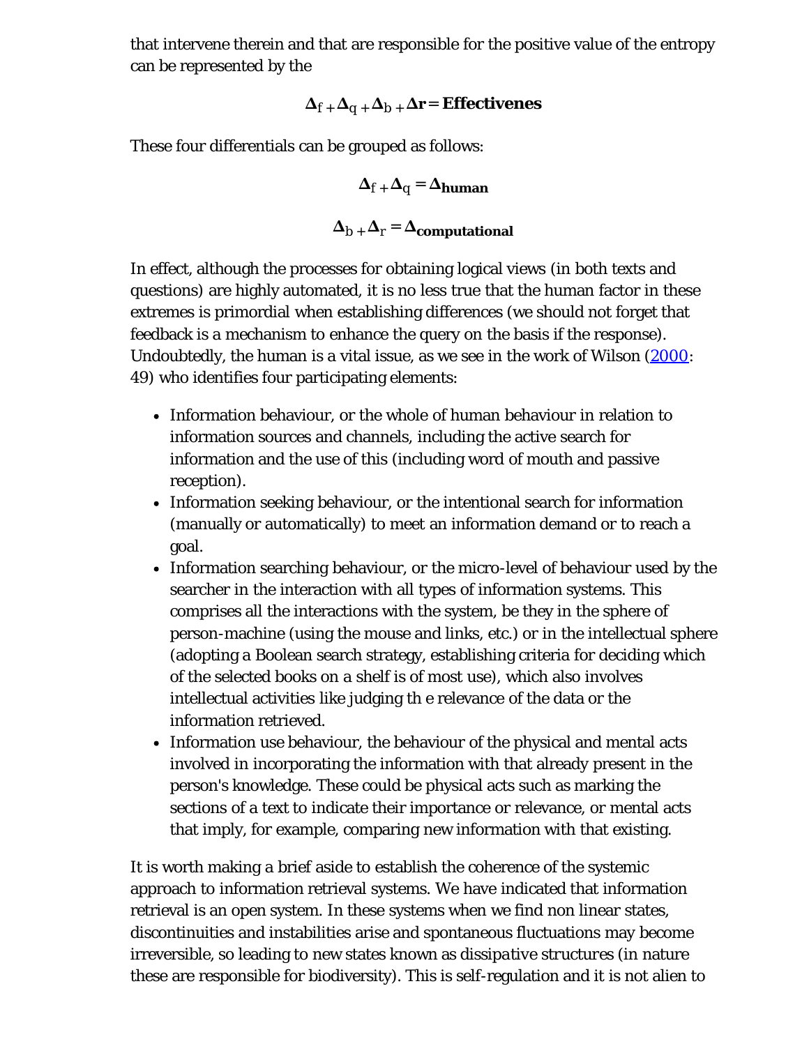that intervene therein and that are responsible for the positive value of the entropy can be represented by the

$$\Delta_f + \Delta_q + \Delta_b + \Delta r = \textbf{Effectivenes}$$

These four differentials can be grouped as follows:

$$\Delta_f + \Delta_q = \Delta_{\textbf{human}}$$

$$\Delta_b + \Delta_r = \Delta_{\textbf{computational}}$$

In effect, although the processes for obtaining logical views (in both texts and questions) are highly automated, it is no less true that the human factor in these extremes is primordial when establishing differences (we should not forget that feedback is a mechanism to enhance the query on the basis if the response). Undoubtedly, the human is a vital issue, as we see in the work of Wilson (2000: 49) who identifies four participating elements:

- Information behaviour, or the whole of human behaviour in relation to information sources and channels, including the active search for information and the use of this (including word of mouth and passive reception).
- Information seeking behaviour, or the intentional search for information (manually or automatically) to meet an information demand or to reach a goal.
- Information searching behaviour, or the micro-level of behaviour used by the searcher in the interaction with all types of information systems. This comprises all the interactions with the system, be they in the sphere of person-machine (using the mouse and links, etc.) or in the intellectual sphere (adopting a Boolean search strategy, establishing criteria for deciding which of the selected books on a shelf is of most use), which also involves intellectual activities like judging th e relevance of the data or the information retrieved.
- Information use behaviour, the behaviour of the physical and mental acts involved in incorporating the information with that already present in the person's knowledge. These could be physical acts such as marking the sections of a text to indicate their importance or relevance, or mental acts that imply, for example, comparing new information with that existing.

It is worth making a brief aside to establish the coherence of the systemic approach to information retrieval systems. We have indicated that information retrieval is an open system. In these systems when we find non linear states, discontinuities and instabilities arise and spontaneous fluctuations may become irreversible, so leading to new states known as *dissipative structures* (in nature these are responsible for biodiversity). This is self-regulation and it is not alien to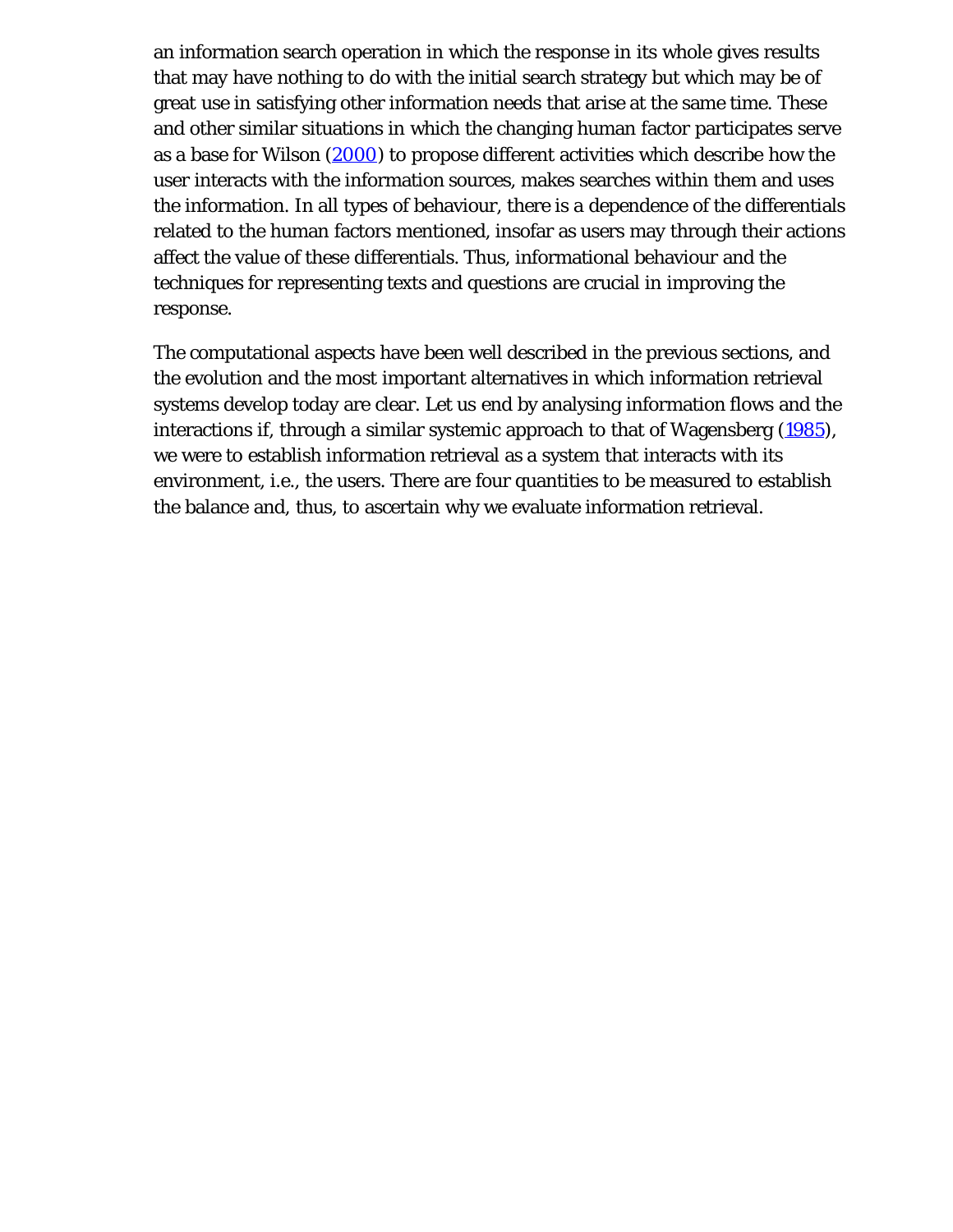an information search operation in which the response in its whole gives results that may have nothing to do with the initial search strategy but which may be of great use in satisfying other information needs that arise at the same time. These and other similar situations in which the changing human factor participates serve as a base for Wilson (2000) to propose different activities which describe how the user interacts with the information sources, makes searches within them and uses the information. In all types of behaviour, there is a dependence of the differentials related to the human factors mentioned, insofar as users may through their actions affect the value of these differentials. Thus, informational behaviour and the techniques for representing texts and questions are crucial in improving the response.

The computational aspects have been well described in the previous sections, and the evolution and the most important alternatives in which information retrieval systems develop today are clear. Let us end by analysing information flows and the interactions if, through a similar systemic approach to that of Wagensberg (1985), we were to establish information retrieval as a system that interacts with its environment, i.e., the users. There are four quantities to be measured to establish the balance and, thus, to ascertain why we evaluate information retrieval.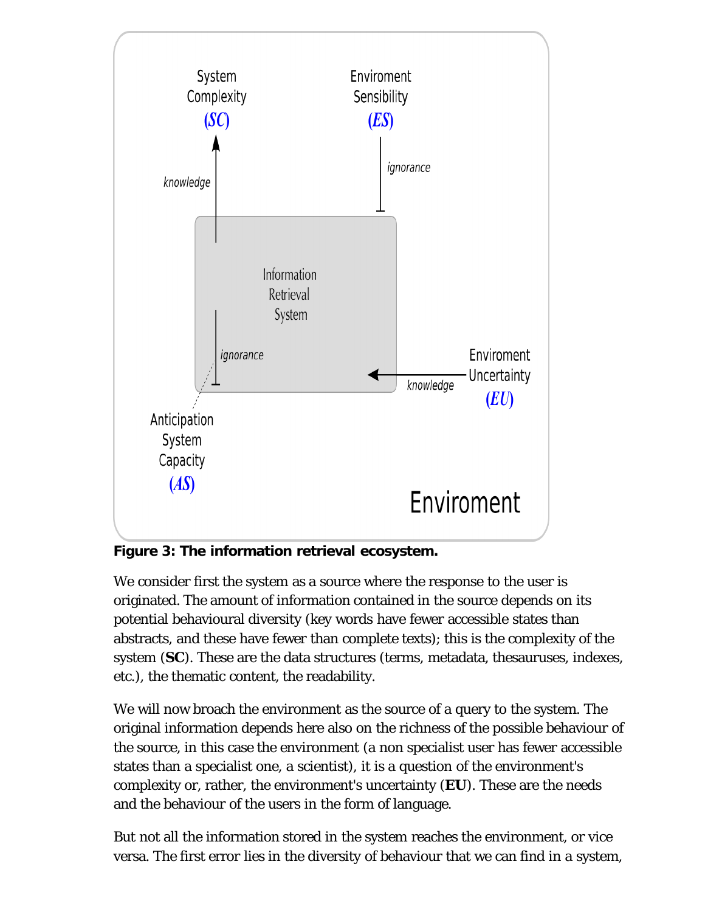**Figure 3: The information retrieval ecosystem.**

We consider first the system as a source where the response to the user is originated. The amount of information contained in the source depends on its potential behavioural diversity (key words have fewer accessible states than abstracts, and these have fewer than complete texts); this is the complexity of the system (**SC**). These are the data structures (terms, metadata, thesauruses, indexes, etc.), the thematic content, the readability.

We will now broach the environment as the source of a query to the system. The original information depends here also on the richness of the possible behaviour of the source, in this case the environment (a non specialist user has fewer accessible states than a specialist one, a scientist), it is a question of the environment's complexity or, rather, the environment's uncertainty (**EU**). These are the needs and the behaviour of the users in the form of language.

But not all the information stored in the system reaches the environment, or vice versa. The first error lies in the diversity of behaviour that we can find in a system,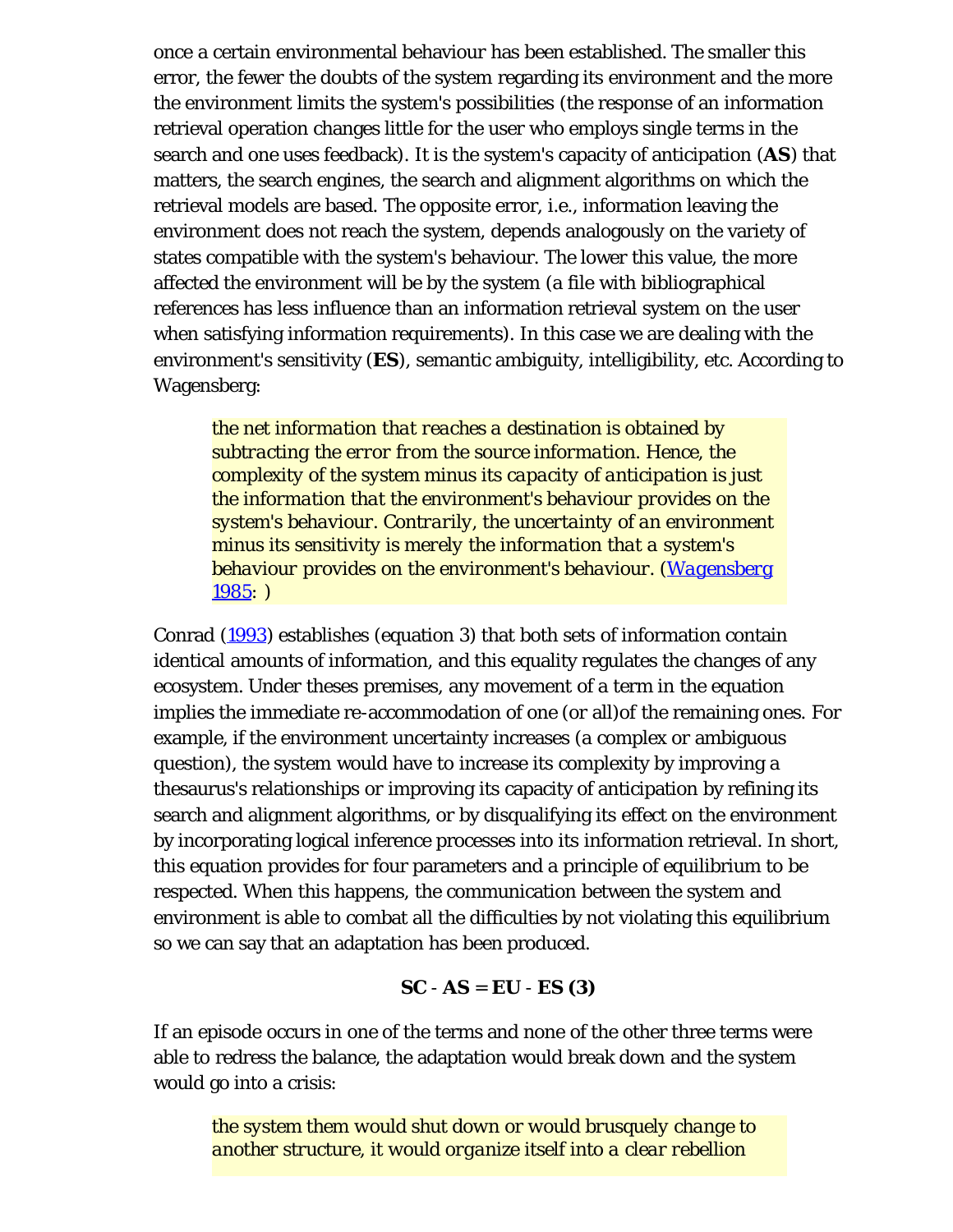once a certain environmental behaviour has been established. The smaller this error, the fewer the doubts of the system regarding its environment and the more the environment limits the system's possibilities (the response of an information retrieval operation changes little for the user who employs single terms in the search and one uses feedback). It is the system's capacity of anticipation (**AS**) that matters, the search engines, the search and alignment algorithms on which the retrieval models are based. The opposite error, i.e., information leaving the environment does not reach the system, depends analogously on the variety of states compatible with the system's behaviour. The lower this value, the more affected the environment will be by the system (a file with bibliographical references has less influence than an information retrieval system on the user when satisfying information requirements). In this case we are dealing with the environment's sensitivity (**ES**), semantic ambiguity, intelligibility, etc. According to Wagensberg:

> *the net information that reaches a destination is obtained by subtracting the error from the source information. Hence, the complexity of the system minus its capacity of anticipation is just the information that the environment's behaviour provides on the system's behaviour. Contrarily, the uncertainty of an environment minus its sensitivity is merely the information that a system's behaviour provides on the environment's behaviour.* (Wagensberg 1985: )

Conrad (1993) establishes (equation 3) that both sets of information contain identical amounts of information, and this equality regulates the changes of any ecosystem. Under theses premises, any movement of a term in the equation implies the immediate re-accommodation of one (or all)of the remaining ones. For example, if the environment uncertainty increases (a complex or ambiguous question), the system would have to increase its complexity by improving a thesaurus's relationships or improving its capacity of anticipation by refining its search and alignment algorithms, or by disqualifying its effect on the environment by incorporating logical inference processes into its information retrieval. In short, this equation provides for four parameters and a principle of equilibrium to be respected. When this happens, the communication between the system and environment is able to combat all the difficulties by not violating this equilibrium so we can say that an adaptation has been produced.

$$\mathbf{SC} - \mathbf{AS} = \mathbf{EU} - \mathbf{ES} \quad \mathbf{(3)}$$

If an episode occurs in one of the terms and none of the other three terms were able to redress the balance, the adaptation would break down and the system would go into a crisis:

> *the system them would shut down or would brusquely change to another structure, it would organize itself into a clear rebellion*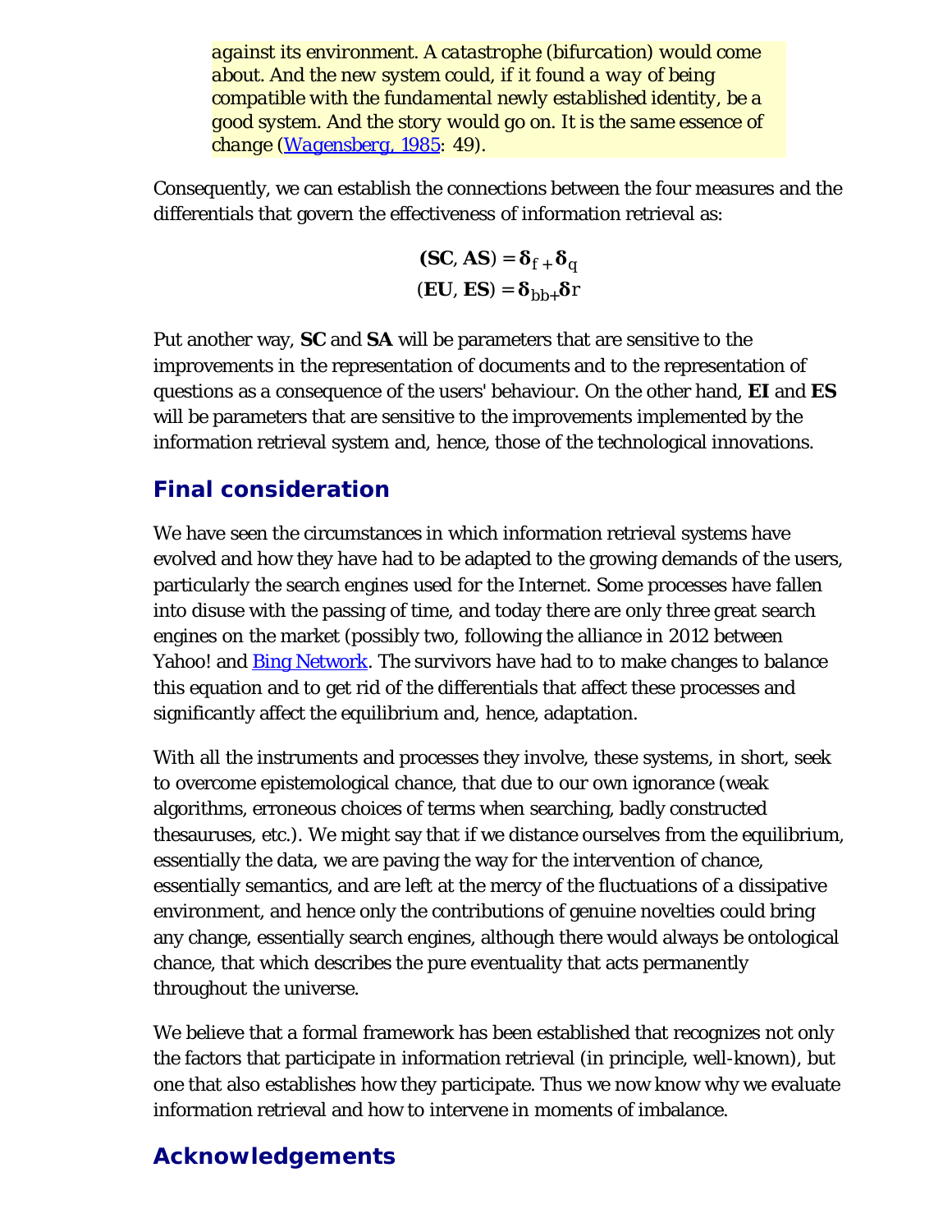> *against its environment. A catastrophe (bifurcation) would come about. And the new system could, if it found a way of being compatible with the fundamental newly established identity, be a good system. And the story would go on. It is the same essence of change* (Wagensberg, 1985: 49).

Consequently, we can establish the connections between the four measures and the differentials that govern the effectiveness of information retrieval as:

$$(\mathbf{SC}, \mathbf{AS}) = \delta_{f} + \delta_{q}$$

$$(\mathbf{EU}, \mathbf{ES}) = \delta_{bb+}\delta r$$

Put another way, **SC** and **SA** will be parameters that are sensitive to the improvements in the representation of documents and to the representation of questions as a consequence of the users' behaviour. On the other hand, **EI** and **ES** will be parameters that are sensitive to the improvements implemented by the information retrieval system and, hence, those of the technological innovations.

## Final consideration

We have seen the circumstances in which information retrieval systems have evolved and how they have had to be adapted to the growing demands of the users, particularly the search engines used for the Internet. Some processes have fallen into disuse with the passing of time, and today there are only three great search engines on the market (possibly two, following the alliance in 2012 between Yahoo! and Bing Network. The survivors have had to to make changes to balance this equation and to get rid of the differentials that affect these processes and significantly affect the equilibrium and, hence, adaptation.

With all the instruments and processes they involve, these systems, in short, seek to overcome epistemological chance, that due to our own ignorance (weak algorithms, erroneous choices of terms when searching, badly constructed thesauruses, etc.). We might say that if we distance ourselves from the equilibrium, essentially the data, we are paving the way for the intervention of chance, essentially semantics, and are left at the mercy of the fluctuations of a dissipative environment, and hence only the contributions of genuine novelties could bring any change, essentially search engines, although there would always be ontological chance, that which describes the pure eventuality that acts permanently throughout the universe.

We believe that a formal framework has been established that recognizes not only the factors that participate in information retrieval (in principle, well-known), but one that also establishes how they participate. Thus we now know why we evaluate information retrieval and how to intervene in moments of imbalance.

## Acknowledgements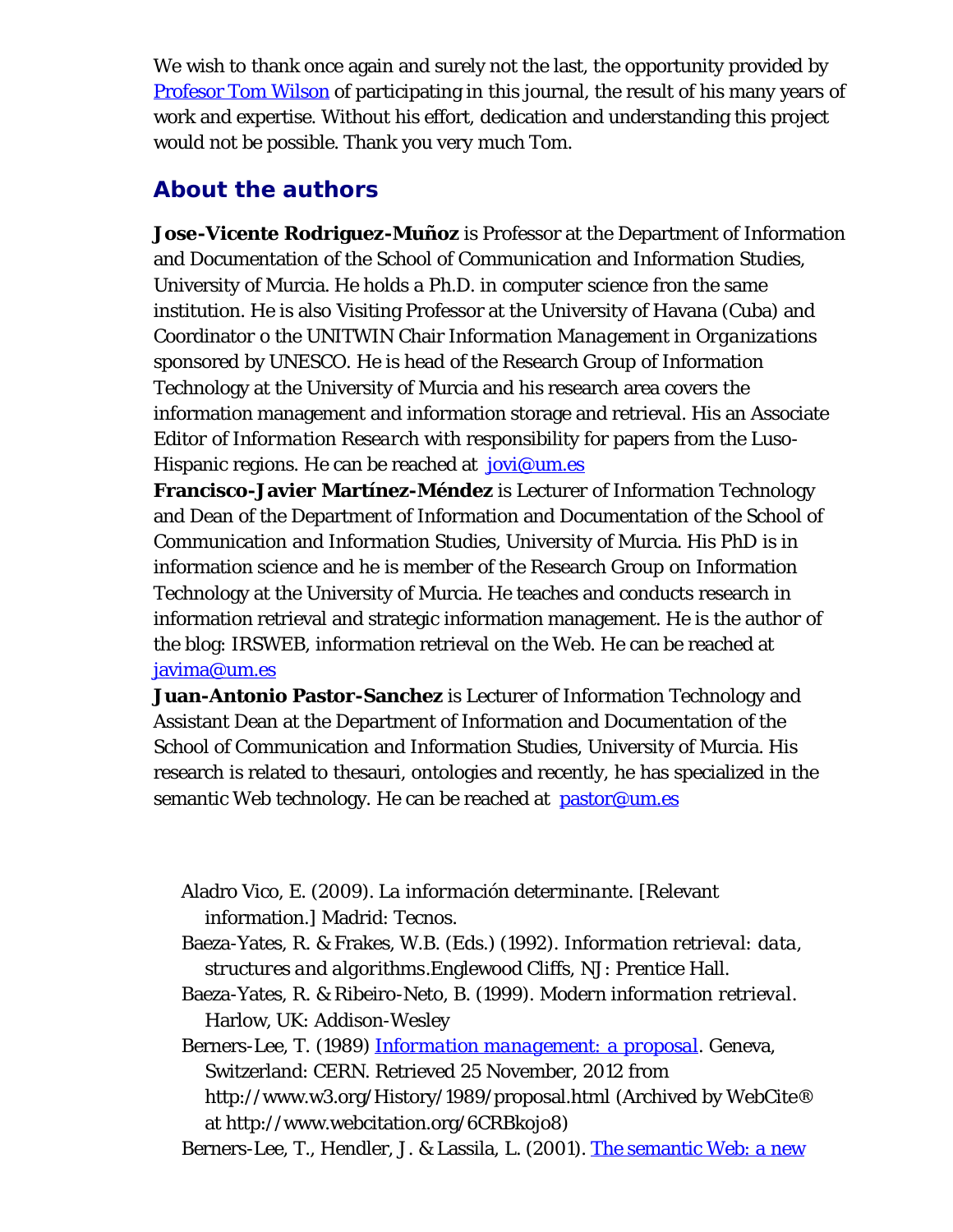We wish to thank once again and surely not the last, the opportunity provided by [Profesor Tom Wilson] of participating in this journal, the result of his many years of work and expertise. Without his effort, dedication and understanding this project would not be possible. Thank you very much Tom.

## About the authors

**Jose-Vicente Rodriguez-Muñoz** is Professor at the Department of Information and Documentation of the School of Communication and Information Studies, University of Murcia. He holds a Ph.D. in computer science fron the same institution. He is also Visiting Professor at the University of Havana (Cuba) and Coordinator o the UNITWIN Chair *Information Management in Organizations* sponsored by UNESCO. He is head of the Research Group of Information Technology at the University of Murcia and his research area covers the information management and information storage and retrieval. His an Associate Editor of *Information Research* with responsibility for papers from the Luso-Hispanic regions. He can be reached at jovi@um.es

**Francisco-Javier Martínez-Méndez** is Lecturer of Information Technology and Dean of the Department of Information and Documentation of the School of Communication and Information Studies, University of Murcia. His PhD is in information science and he is member of the Research Group on Information Technology at the University of Murcia. He teaches and conducts research in information retrieval and strategic information management. He is the author of the blog: IRSWEB, information retrieval on the Web. He can be reached at javima@um.es

**Juan-Antonio Pastor-Sanchez** is Lecturer of Information Technology and Assistant Dean at the Department of Information and Documentation of the School of Communication and Information Studies, University of Murcia. His research is related to thesauri, ontologies and recently, he has specialized in the semantic Web technology. He can be reached at pastor@um.es

- Aladro Vico, E. (2009). *La información determinante*. [Relevant information.] Madrid: Tecnos.
- Baeza-Yates, R. & Frakes, W.B. (Eds.) (1992). *Information retrieval: data, structures and algorithms*.Englewood Cliffs, NJ: Prentice Hall.
- Baeza-Yates, R. & Ribeiro-Neto, B. (1999). *Modern information retrieval*. Harlow, UK: Addison-Wesley
- Berners-Lee, T. (1989) [Information management: a proposal]. Geneva, Switzerland: CERN. Retrieved 25 November, 2012 from http://www.w3.org/History/1989/proposal.html (Archived by WebCite® at http://www.webcitation.org/6CRBkojo8)
- Berners-Lee, T., Hendler, J. & Lassila, L. (2001). [The semantic Web: a new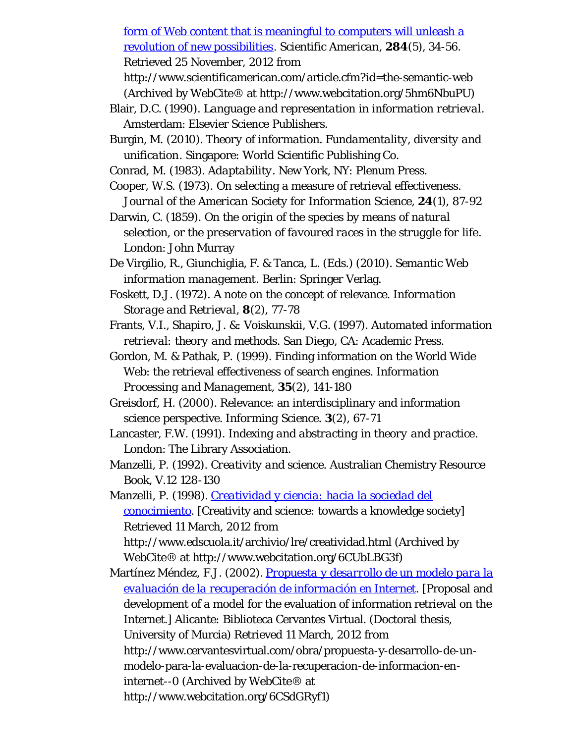form of Web content that is meaningful to computers will unleash a revolution of new possibilities. *Scientific American*, **284**(5), 34-56. Retrieved 25 November, 2012 from http://www.scientificamerican.com/article.cfm?id=the-semantic-web (Archived by WebCite® at http://www.webcitation.org/5hm6NbuPU)

Blair, D.C. (1990). *Language and representation in information retrieval*. Amsterdam: Elsevier Science Publishers.

Burgin, M. (2010). *Theory of information. Fundamentality, diversity and unification*. Singapore: World Scientific Publishing Co.

Conrad, M. (1983). *Adaptability*. New York, NY: Plenum Press.

Cooper, W.S. (1973). On selecting a measure of retrieval effectiveness. *Journal of the American Society for Information Science*, **24**(1), 87-92

Darwin, C. (1859). *On the origin of the species by means of natural selection, or the preservation of favoured races in the struggle for life*. London: John Murray

De Virgilio, R., Giunchiglia, F. & Tanca, L. (Eds.) (2010). *Semantic Web information management*. Berlin: Springer Verlag.

Foskett, D.J. (1972). A note on the concept of relevance. *Information Storage and Retrieval*, **8**(2), 77-78

Frants, V.I., Shapiro, J. & Voiskunskii, V.G. (1997). *Automated information retrieval: theory and methods*. San Diego, CA: Academic Press.

Gordon, M. & Pathak, P. (1999). Finding information on the World Wide Web: the retrieval effectiveness of search engines. *Information Processing and Management*, **35**(2), 141-180

Greisdorf, H. (2000). Relevance: an interdisciplinary and information science perspective. Informing Science. **3**(2), 67-71

Lancaster, F.W. (1991). *Indexing and abstracting in theory and practice*. London: The Library Association.

Manzelli, P. (1992). *Creativity and science*. Australian Chemistry Resource Book, V.12 128-130

Manzelli, P. (1998). *Creatividad y ciencia: hacia la sociedad del conocimiento*. [Creativity and science: towards a knowledge society] Retrieved 11 March, 2012 from http://www.edscuola.it/archivio/lre/creatividad.html (Archived by WebCite® at http://www.webcitation.org/6CUbLBG3f)

Martínez Méndez, F.J. (2002). *Propuesta y desarrollo de un modelo para la evaluación de la recuperación de información en Internet*. [Proposal and development of a model for the evaluation of information retrieval on the Internet.] Alicante: Biblioteca Cervantes Virtual. (Doctoral thesis, University of Murcia) Retrieved 11 March, 2012 from http://www.cervantesvirtual.com/obra/propuesta-y-desarrollo-de-un-modelo-para-la-evaluacion-de-la-recuperacion-de-informacion-en-internet--0 (Archived by WebCite® at http://www.webcitation.org/6CSdGRyf1)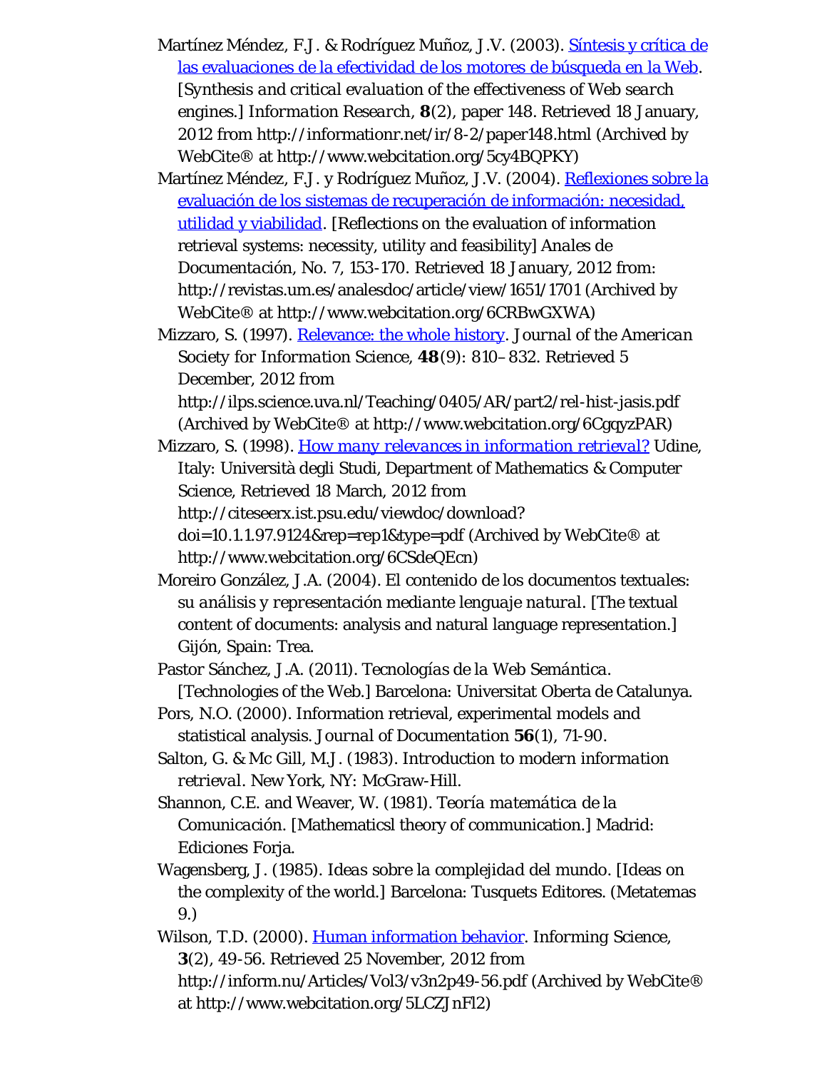Martínez Méndez, F.J. & Rodríguez Muñoz, J.V. (2003). Síntesis y crítica de las evaluaciones de la efectividad de los motores de búsqueda en la Web. [*Synthesis and critical evaluation of the effectiveness of Web search engines.*] *Information Research*, **8**(2), paper 148. Retrieved 18 January, 2012 from http://informationr.net/ir/8-2/paper148.html (Archived by WebCite® at http://www.webcitation.org/5cy4BQPKY)

Martínez Méndez, F.J. y Rodríguez Muñoz, J.V. (2004). Reflexiones sobre la evaluación de los sistemas de recuperación de información: necesidad, utilidad y viabilidad. [Reflections on the evaluation of information retrieval systems: necessity, utility and feasibility] *Anales de Documentación*, No. 7, 153-170. Retrieved 18 January, 2012 from: http://revistas.um.es/analesdoc/article/view/1651/1701 (Archived by WebCite® at http://www.webcitation.org/6CRBwGXWA)

Mizzaro, S. (1997). Relevance: the whole history. *Journal of the American Society for Information Science*, **48**(9): 810–832. Retrieved 5 December, 2012 from http://ilps.science.uva.nl/Teaching/0405/AR/part2/rel-hist-jasis.pdf (Archived by WebCite® at http://www.webcitation.org/6CgqyzPAR)

Mizzaro, S. (1998). *How many relevances in information retrieval?* Udine, Italy: Università degli Studi, Department of Mathematics & Computer Science, Retrieved 18 March, 2012 from http://citeseerx.ist.psu.edu/viewdoc/download?doi=10.1.1.97.9124&rep=rep1&type=pdf (Archived by WebCite® at http://www.webcitation.org/6CSdeQEcn)

Moreiro González, J.A. (2004). *El contenido de los documentos textuales: su análisis y representación mediante lenguaje natural*. [The textual content of documents: analysis and natural language representation.] Gijón, Spain: Trea.

Pastor Sánchez, J.A. (2011). *Tecnologías de la Web Semántica*. [Technologies of the Web.] Barcelona: Universitat Oberta de Catalunya.

Pors, N.O. (2000). Information retrieval, experimental models and statistical analysis. *Journal of Documentation* **56**(1), 71-90.

Salton, G. & Mc Gill, M.J. (1983). *Introduction to modern information retrieval*. New York, NY: McGraw-Hill.

Shannon, C.E. and Weaver, W. (1981). *Teoría matemática de la Comunicación*. [Mathematicsl theory of communication.] Madrid: Ediciones Forja.

Wagensberg, J. (1985). *Ideas sobre la complejidad del mundo*. [Ideas on the complexity of the world.] Barcelona: Tusquets Editores. (Metatemas 9.)

Wilson, T.D. (2000). Human information behavior. Informing Science, **3**(2), 49-56. Retrieved 25 November, 2012 from http://inform.nu/Articles/Vol3/v3n2p49-56.pdf (Archived by WebCite® at http://www.webcitation.org/5LCZJnFl2)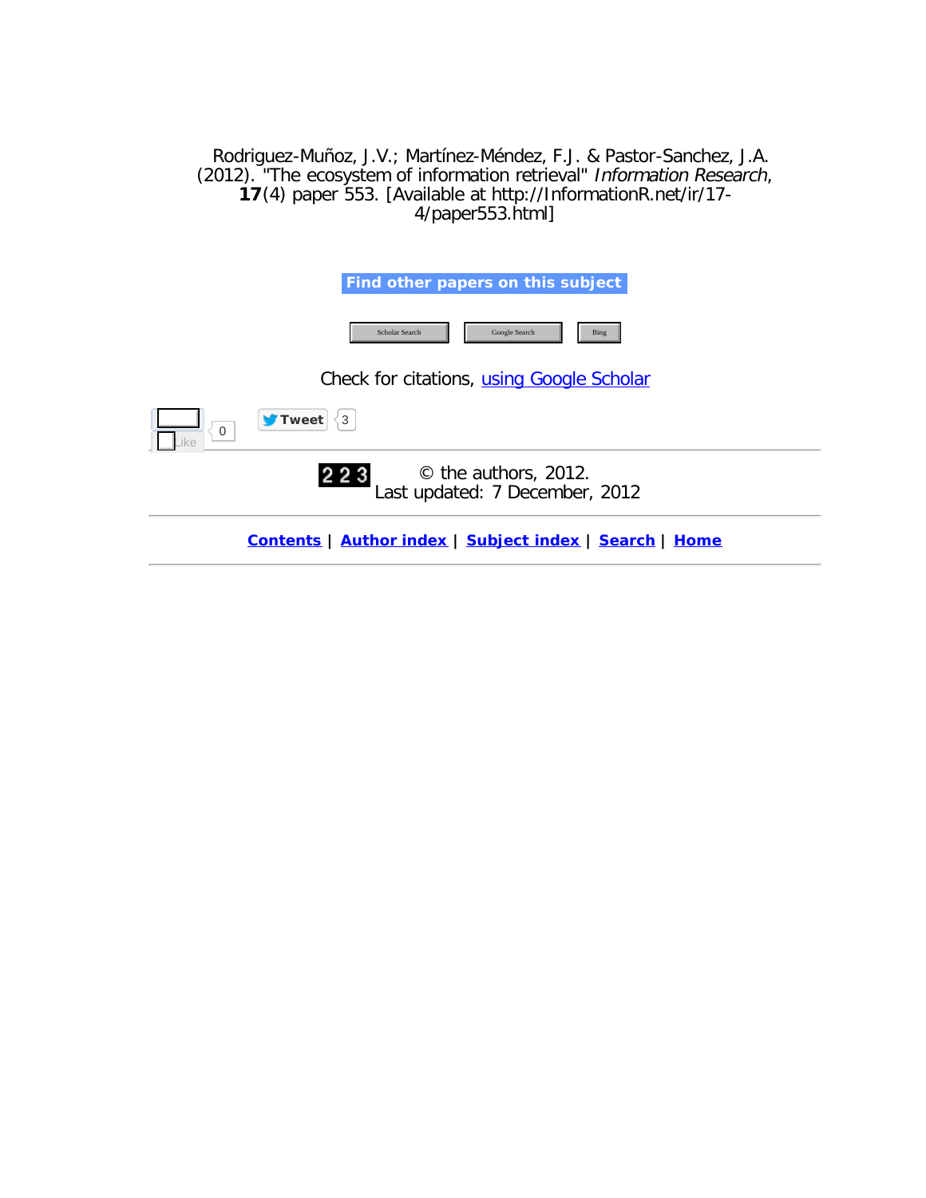Rodriguez-Muñoz, J.V.; Martínez-Méndez, F.J. & Pastor-Sanchez, J.A. (2012). "The ecosystem of information retrieval" *Information Research*, **17**(4) paper 553. [Available at http://InformationR.net/ir/17-4/paper553.html]

**Find other papers on this subject**

Scholar Search | Google Search | Bing

Check for citations, using Google Scholar

Like 0 | Tweet 3

223 © the authors, 2012.
Last updated: 7 December, 2012

---

**Contents** | **Author index** | **Subject index** | **Search** | **Home**